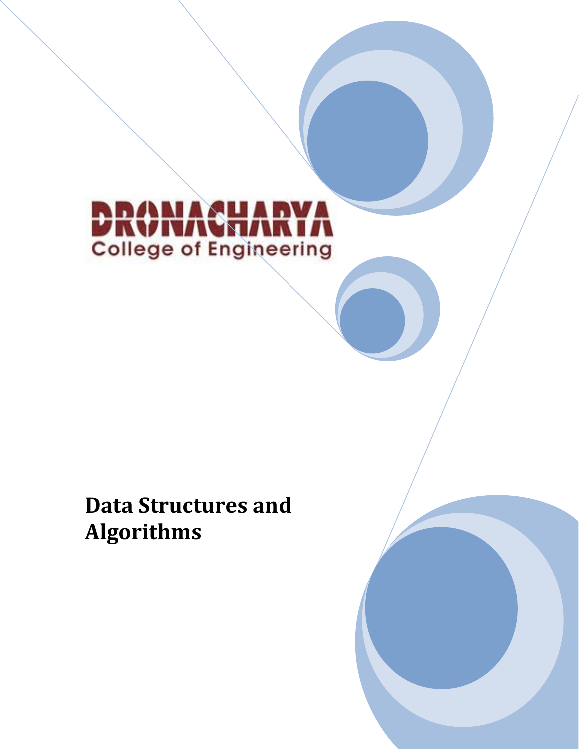DRONACHARYA
College of Engineering

# Data Structures and Algorithms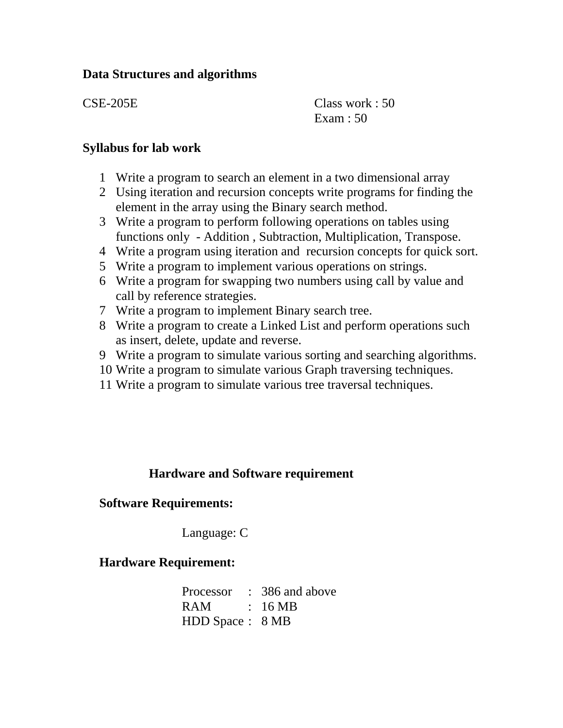**Data Structures and algorithms**

CSE-205E

Class work : 50
Exam : 50

**Syllabus for lab work**

1. Write a program to search an element in a two dimensional array
2. Using iteration and recursion concepts write programs for finding the element in the array using the Binary search method.
3. Write a program to perform following operations on tables using functions only - Addition , Subtraction, Multiplication, Transpose.
4. Write a program using iteration and recursion concepts for quick sort.
5. Write a program to implement various operations on strings.
6. Write a program for swapping two numbers using call by value and call by reference strategies.
7. Write a program to implement Binary search tree.
8. Write a program to create a Linked List and perform operations such as insert, delete, update and reverse.
9. Write a program to simulate various sorting and searching algorithms.
10. Write a program to simulate various Graph traversing techniques.
11. Write a program to simulate various tree traversal techniques.

**Hardware and Software requirement**

**Software Requirements:**

Language: C

**Hardware Requirement:**

Processor : 386 and above
RAM : 16 MB
HDD Space : 8 MB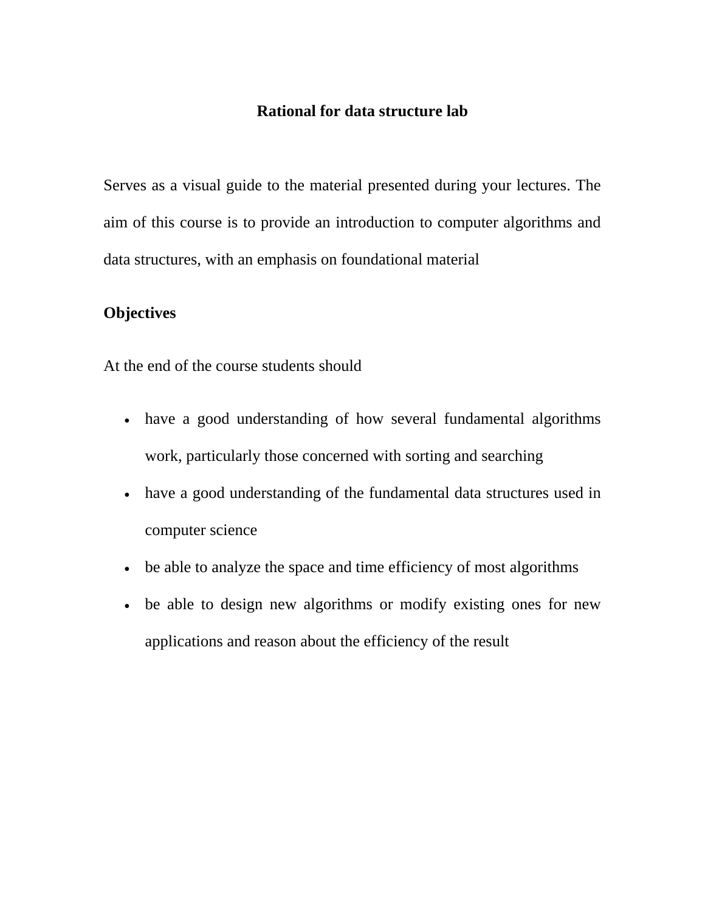# Rational for data structure lab

Serves as a visual guide to the material presented during your lectures. The aim of this course is to provide an introduction to computer algorithms and data structures, with an emphasis on foundational material

## Objectives

At the end of the course students should

- have a good understanding of how several fundamental algorithms work, particularly those concerned with sorting and searching
- have a good understanding of the fundamental data structures used in computer science
- be able to analyze the space and time efficiency of most algorithms
- be able to design new algorithms or modify existing ones for new applications and reason about the efficiency of the result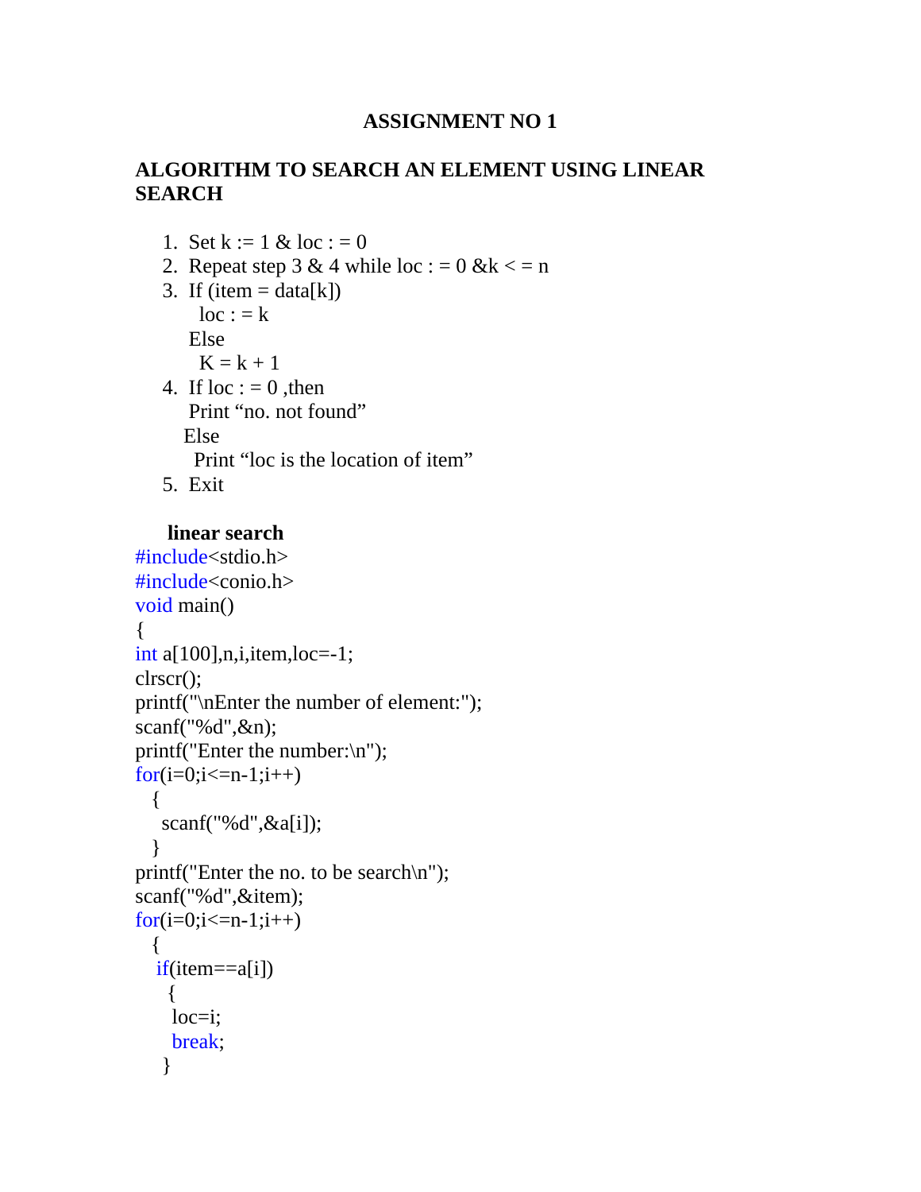# ASSIGNMENT NO 1

## ALGORITHM TO SEARCH AN ELEMENT USING LINEAR SEARCH

1. Set k := 1 & loc : = 0
2. Repeat step 3 & 4 while loc : = 0 &k < = n
3. If (item = data[k])
   loc : = k
   Else
   K = k + 1
4. If loc : = 0 ,then
   Print “no. not found”
   Else
   Print “loc is the location of item”
5. Exit

**linear search**

```
#include<stdio.h>
#include<conio.h>
void main()
{
int a[100],n,i,item,loc=-1;
clrscr();
printf("\nEnter the number of element:");
scanf("%d",&n);
printf("Enter the number:\n");
for(i=0;i<=n-1;i++)
  {
   scanf("%d",&a[i]);
  }
printf("Enter the no. to be search\n");
scanf("%d",&item);
for(i=0;i<=n-1;i++)
  {
   if(item==a[i])
    {
     loc=i;
     break;
    }
```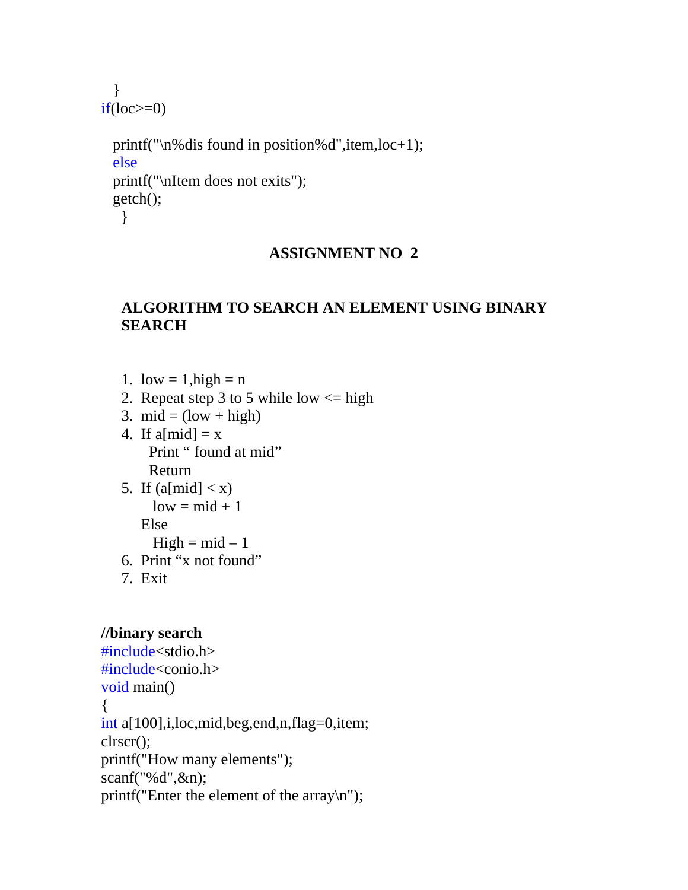```
  }
if(loc>=0)

  printf("\n%dis found in position%d",item,loc+1);
  else
  printf("\nItem does not exits");
  getch();
   }
```

## ASSIGNMENT NO 2

### ALGORITHM TO SEARCH AN ELEMENT USING BINARY SEARCH

1. low = 1,high = n
2. Repeat step 3 to 5 while low <= high
3. mid = (low + high)
4. If a[mid] = x
   Print " found at mid"
   Return
5. If (a[mid] < x)
   low = mid + 1
   Else
   High = mid – 1
6. Print "x not found"
7. Exit

**//binary search**

```
#include<stdio.h>
#include<conio.h>
void main()
{
int a[100],i,loc,mid,beg,end,n,flag=0,item;
clrscr();
printf("How many elements");
scanf("%d",&n);
printf("Enter the element of the array\n");
```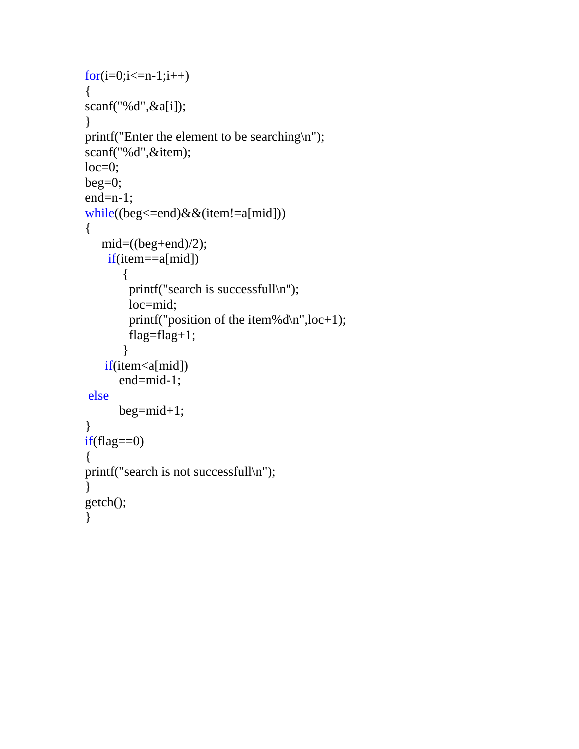```c
for(i=0;i<=n-1;i++)
{
scanf("%d",&a[i]);
}
printf("Enter the element to be searching\n");
scanf("%d",&item);
loc=0;
beg=0;
end=n-1;
while((beg<=end)&&(item!=a[mid]))
{
    mid=((beg+end)/2);
     if(item==a[mid])
         {
          printf("search is successfull\n");
          loc=mid;
          printf("position of the item%d\n",loc+1);
          flag=flag+1;
         }
     if(item<a[mid])
         end=mid-1;
 else
         beg=mid+1;
}
if(flag==0)
{
printf("search is not successfull\n");
}
getch();
}
```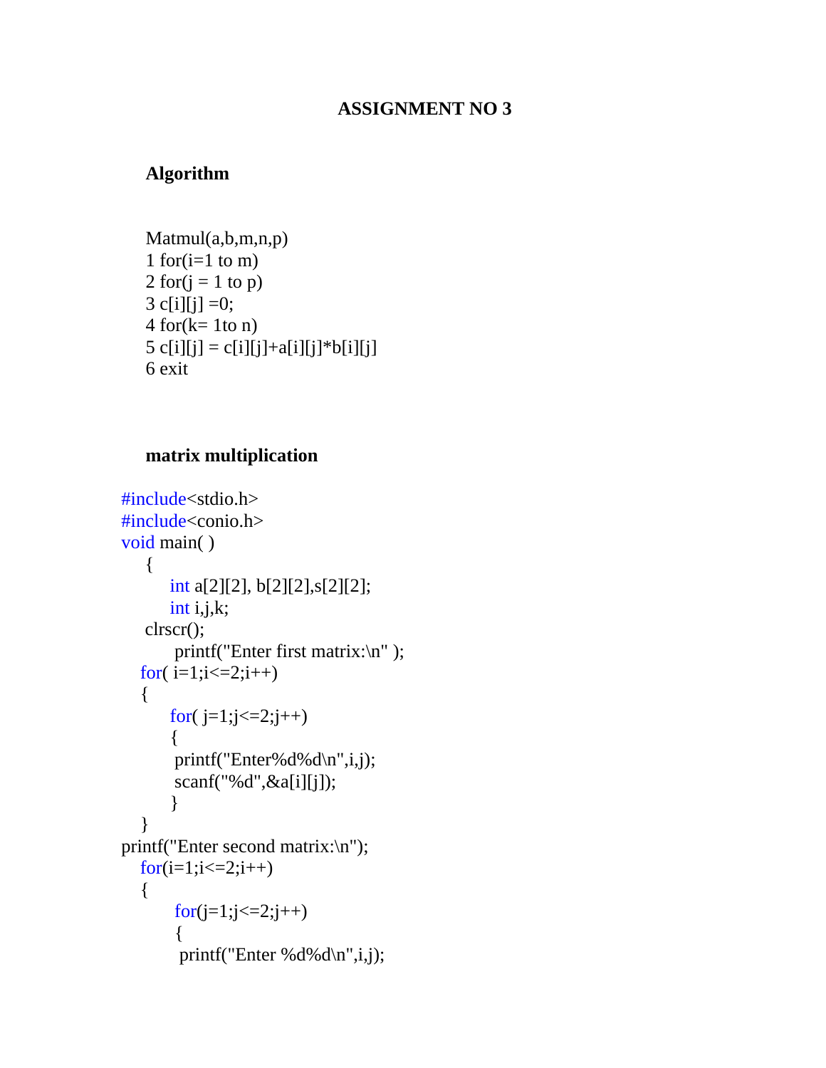# ASSIGNMENT NO 3

### Algorithm

```
Matmul(a,b,m,n,p)
1 for(i=1 to m)
2 for(j = 1 to p)
3 c[i][j] =0;
4 for(k= 1to n)
5 c[i][j] = c[i][j]+a[i][j]*b[i][j]
6 exit
```

### matrix multiplication

```
#include<stdio.h>
#include<conio.h>
void main( )
    {
        int a[2][2], b[2][2],s[2][2];
        int i,j,k;
    clrscr();
         printf("Enter first matrix:\n" );
   for( i=1;i<=2;i++)
   {
        for( j=1;j<=2;j++)
        {
         printf("Enter%d%d\n",i,j);
         scanf("%d",&a[i][j]);
        }
   }
printf("Enter second matrix:\n");
   for(i=1;i<=2;i++)
   {
         for(j=1;j<=2;j++)
         {
          printf("Enter %d%d\n",i,j);
```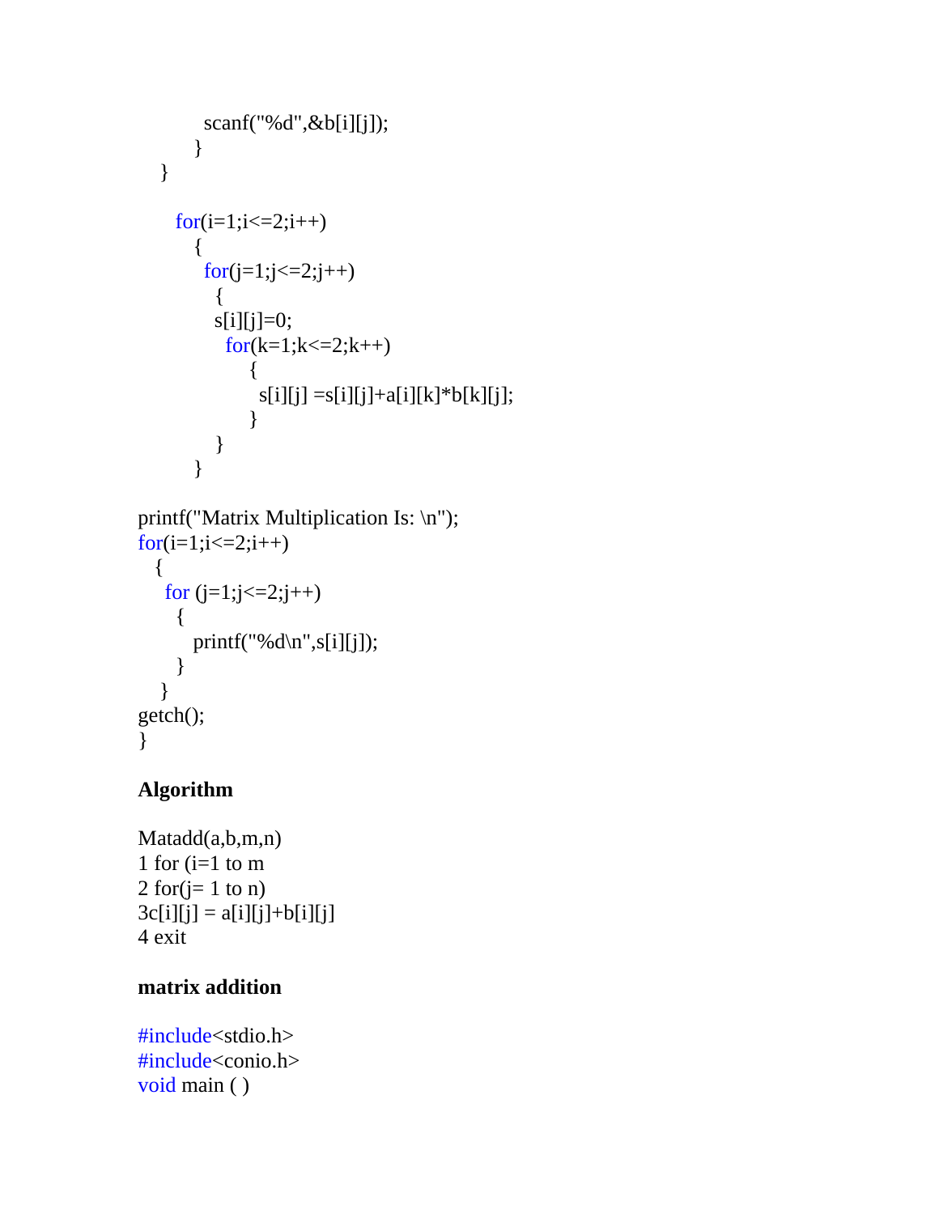```c
            scanf("%d",&b[i][j]);
          }
    }

      for(i=1;i<=2;i++)
         {
           for(j=1;j<=2;j++)
             {
             s[i][j]=0;
               for(k=1;k<=2;k++)
                   {
                     s[i][j] =s[i][j]+a[i][k]*b[k][j];
                   }
             }
         }

printf("Matrix Multiplication Is: \n");
for(i=1;i<=2;i++)
   {
     for (j=1;j<=2;j++)
       {
          printf("%d\n",s[i][j]);
       }
    }
getch();
}
```

**Algorithm**

Matadd(a,b,m,n)
1 for (i=1 to m
2 for(j= 1 to n)
3c[i][j] = a[i][j]+b[i][j]
4 exit

**matrix addition**

```c
#include<stdio.h>
#include<conio.h>
void main ( )
```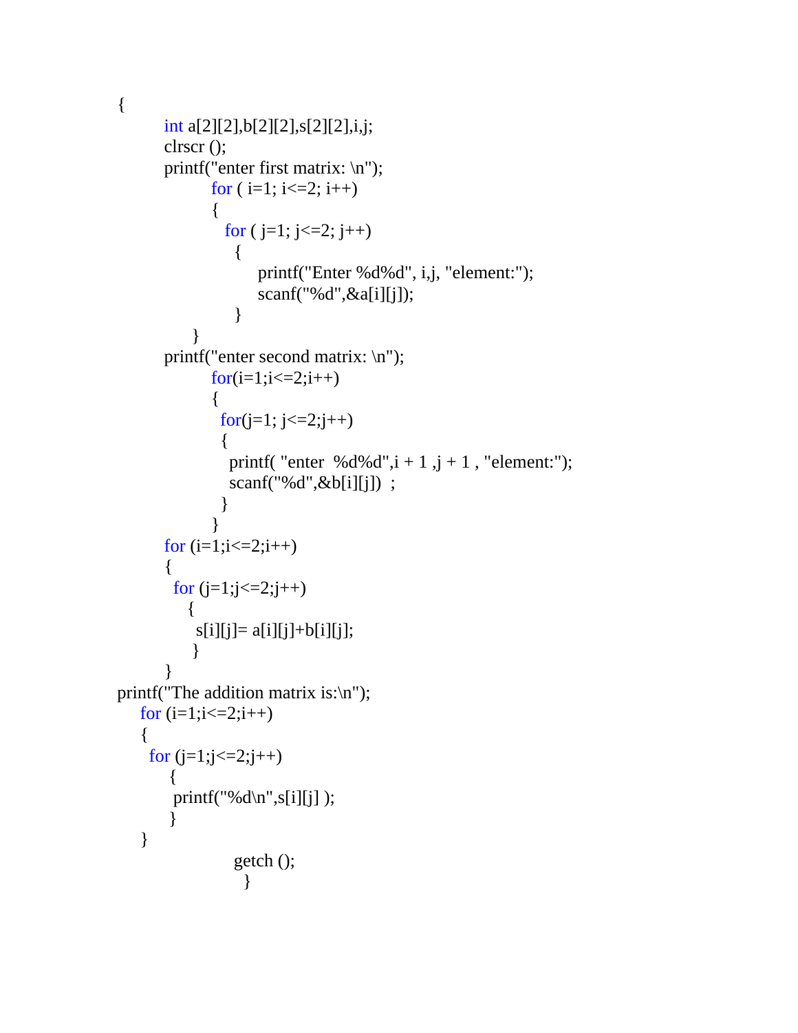```
{
        int a[2][2],b[2][2],s[2][2],i,j;
        clrscr ();
        printf("enter first matrix: \n");
                for ( i=1; i<=2; i++)
                {
                  for ( j=1; j<=2; j++)
                   {
                        printf("Enter %d%d", i,j, "element:");
                        scanf("%d",&a[i][j]);
                   }
            }
        printf("enter second matrix: \n");
                for(i=1;i<=2;i++)
                {
                 for(j=1; j<=2;j++)
                 {
                   printf( "enter  %d%d",i + 1 ,j + 1 , "element:");
                   scanf("%d",&b[i][j])  ;
                 }
                }
        for (i=1;i<=2;i++)
        {
         for (j=1;j<=2;j++)
            {
             s[i][j]= a[i][j]+b[i][j];
            }
        }
printf("The addition matrix is:\n");
    for (i=1;i<=2;i++)
    {
     for (j=1;j<=2;j++)
         {
          printf("%d\n",s[i][j] );
         }
    }
                    getch ();
                      }
```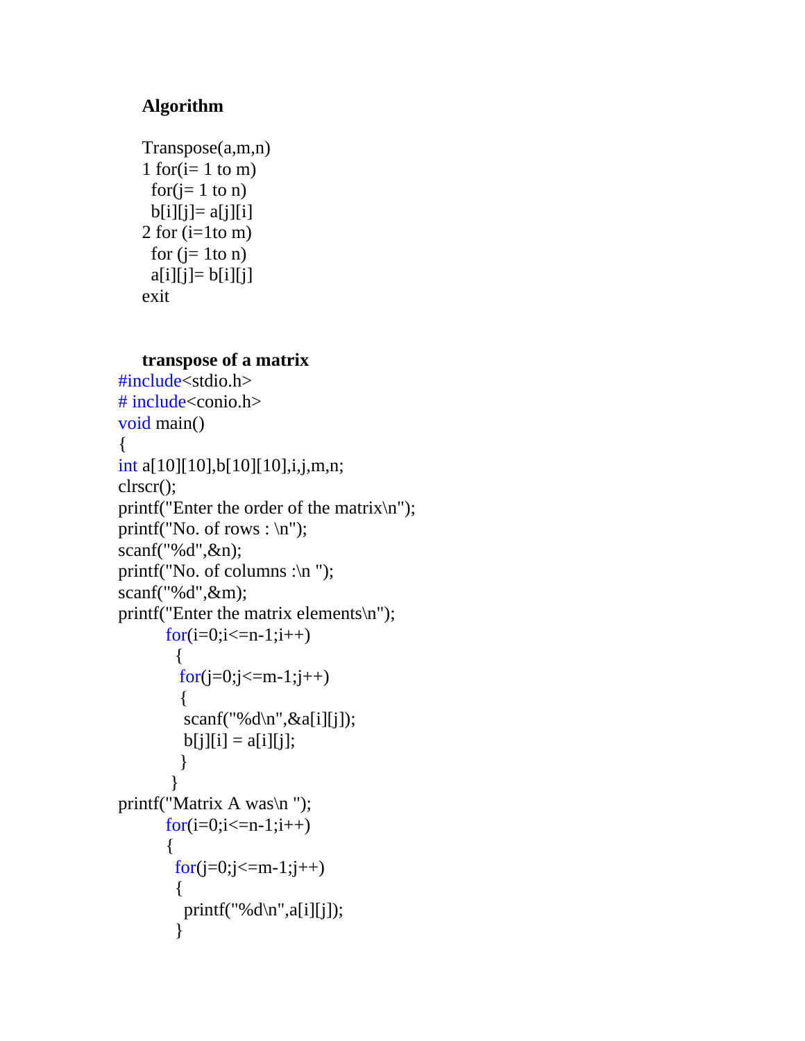**Algorithm**

```
Transpose(a,m,n)
1 for(i= 1 to m)
  for(j= 1 to n)
  b[i][j]= a[j][i]
2 for (i=1to m)
  for (j= 1to n)
  a[i][j]= b[i][j]
exit
```

**transpose of a matrix**

```
#include<stdio.h>
# include<conio.h>
void main()
{
int a[10][10],b[10][10],i,j,m,n;
clrscr();
printf("Enter the order of the matrix\n");
printf("No. of rows : \n");
scanf("%d",&n);
printf("No. of columns :\n ");
scanf("%d",&m);
printf("Enter the matrix elements\n");
        for(i=0;i<=n-1;i++)
          {
           for(j=0;j<=m-1;j++)
           {
            scanf("%d\n",&a[i][j]);
            b[j][i] = a[i][j];
           }
          }
printf("Matrix A was\n ");
        for(i=0;i<=n-1;i++)
        {
          for(j=0;j<=m-1;j++)
          {
            printf("%d\n",a[i][j]);
          }
```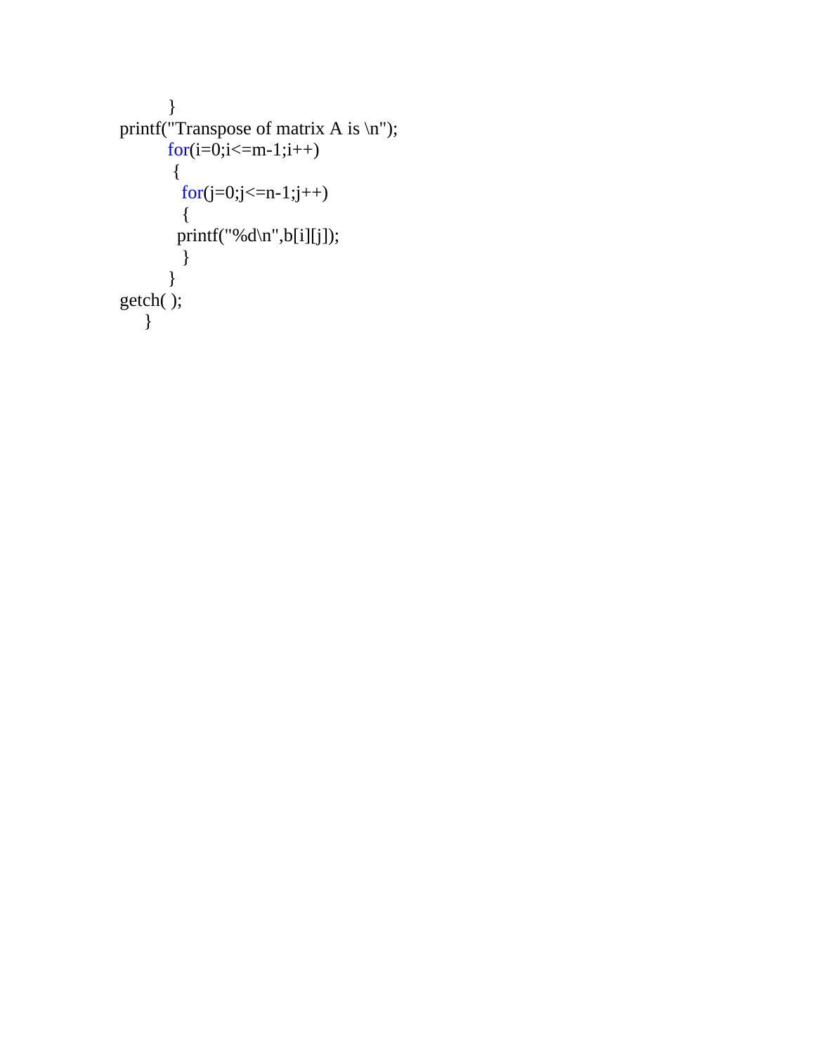```c
        }
printf("Transpose of matrix A is \n");
        for(i=0;i<=m-1;i++)
         {
           for(j=0;j<=n-1;j++)
           {
          printf("%d\n",b[i][j]);
           }
        }
getch( );
    }
```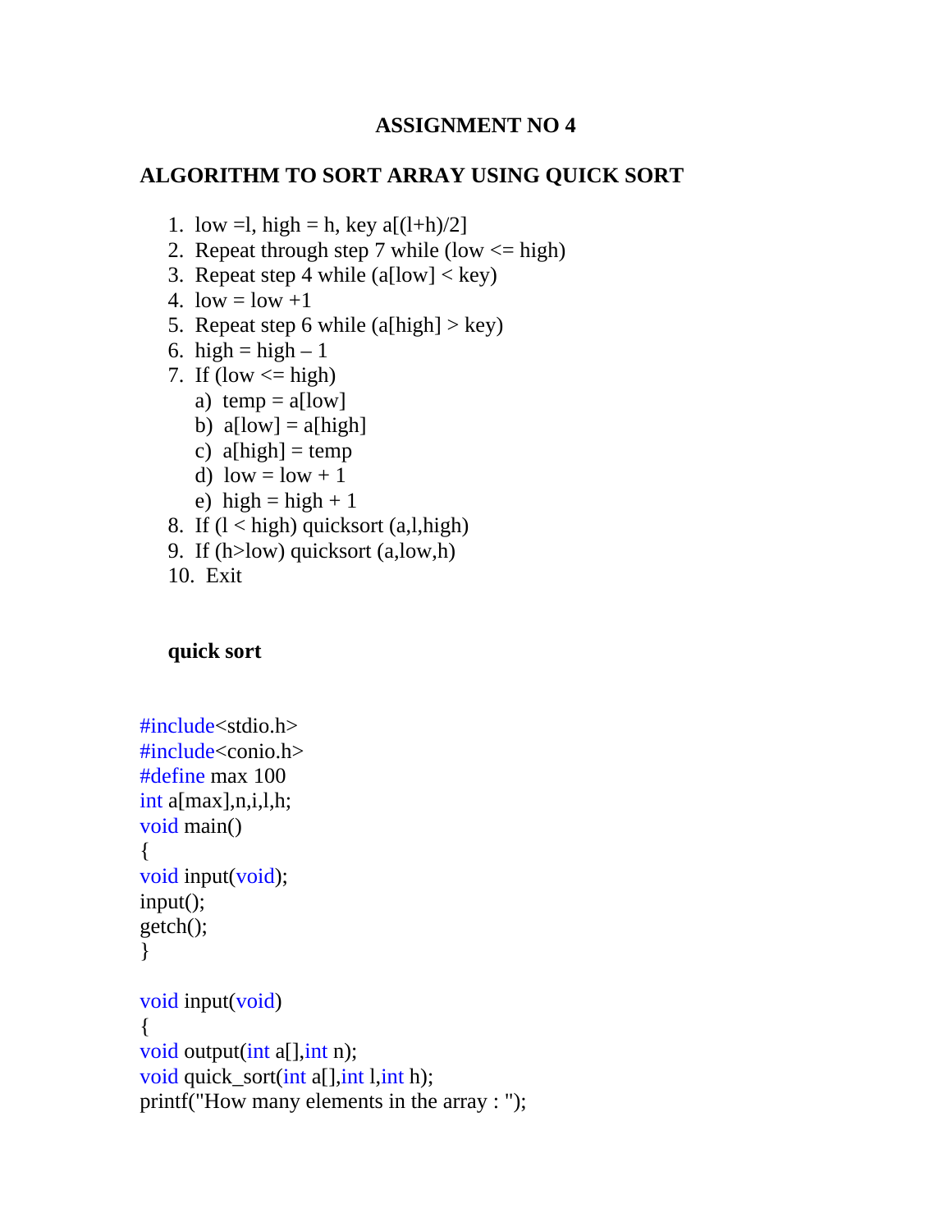# ASSIGNMENT NO 4

## ALGORITHM TO SORT ARRAY USING QUICK SORT

1. low =l, high = h, key a[(l+h)/2]
2. Repeat through step 7 while (low <= high)
3. Repeat step 4 while (a[low] < key)
4. low = low +1
5. Repeat step 6 while (a[high] > key)
6. high = high – 1
7. If (low <= high)
   a) temp = a[low]
   b) a[low] = a[high]
   c) a[high] = temp
   d) low = low + 1
   e) high = high + 1
8. If (l < high) quicksort (a,l,high)
9. If (h>low) quicksort (a,low,h)
10. Exit

**quick sort**

```
#include<stdio.h>
#include<conio.h>
#define max 100
int a[max],n,i,l,h;
void main()
{
void input(void);
input();
getch();
}

void input(void)
{
void output(int a[],int n);
void quick_sort(int a[],int l,int h);
printf("How many elements in the array : ");
```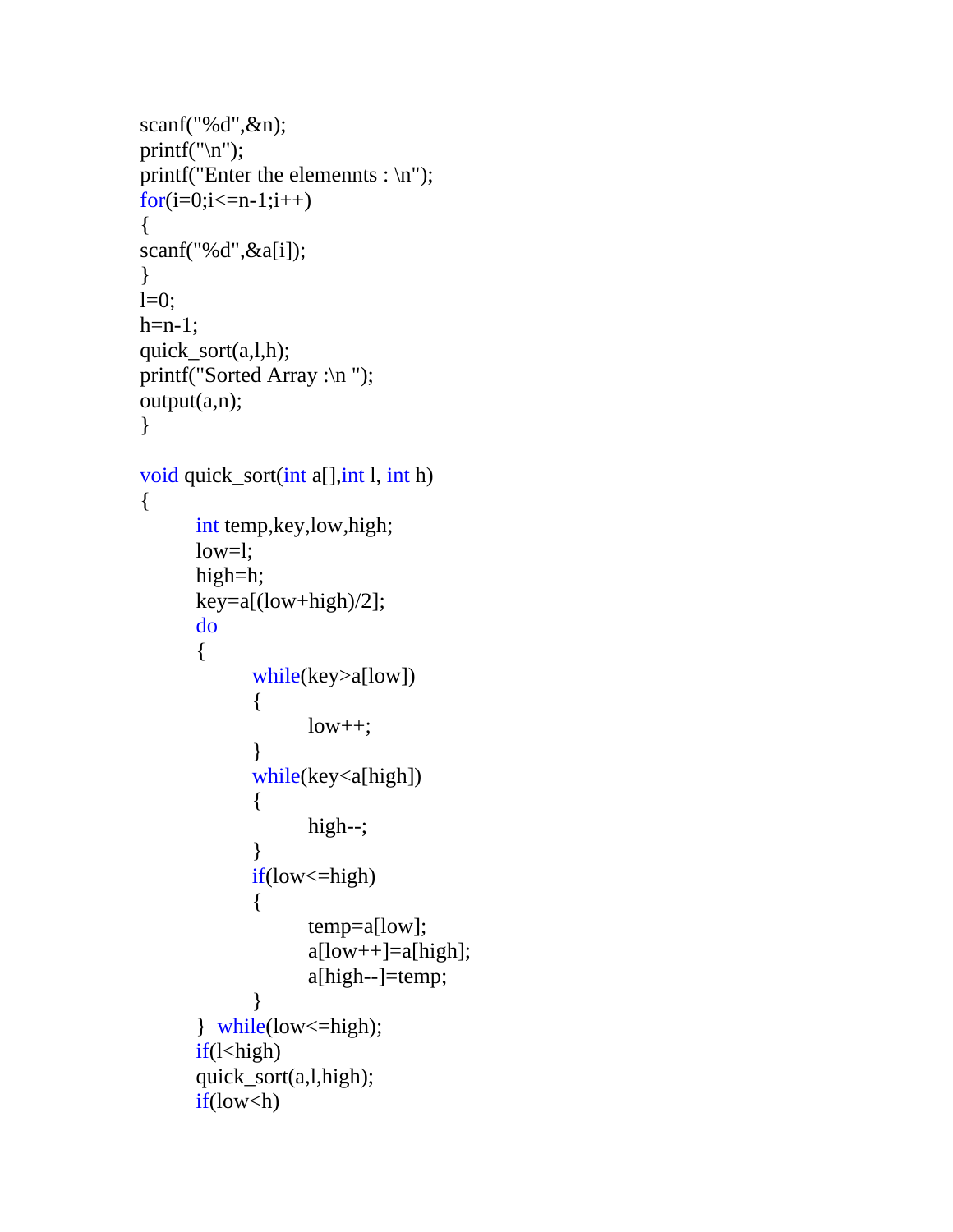```c
scanf("%d",&n);
printf("\n");
printf("Enter the elemennts : \n");
for(i=0;i<=n-1;i++)
{
scanf("%d",&a[i]);
}
l=0;
h=n-1;
quick_sort(a,l,h);
printf("Sorted Array :\n ");
output(a,n);
}

void quick_sort(int a[],int l, int h)
{
        int temp,key,low,high;
        low=l;
        high=h;
        key=a[(low+high)/2];
        do
        {
                while(key>a[low])
                {
                        low++;
                }
                while(key<a[high])
                {
                        high--;
                }
                if(low<=high)
                {
                        temp=a[low];
                        a[low++]=a[high];
                        a[high--]=temp;
                }
        }  while(low<=high);
        if(l<high)
        quick_sort(a,l,high);
        if(low<h)
```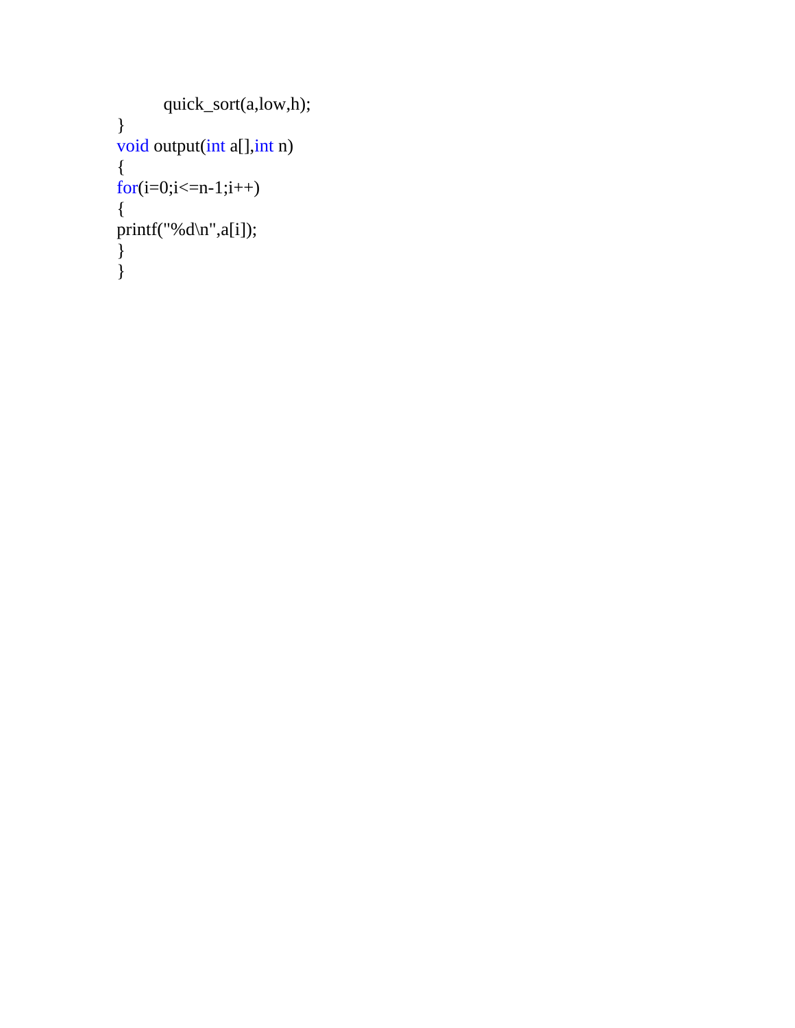```
        quick_sort(a,low,h);
}
void output(int a[],int n)
{
for(i=0;i<=n-1;i++)
{
printf("%d\n",a[i]);
}
}
```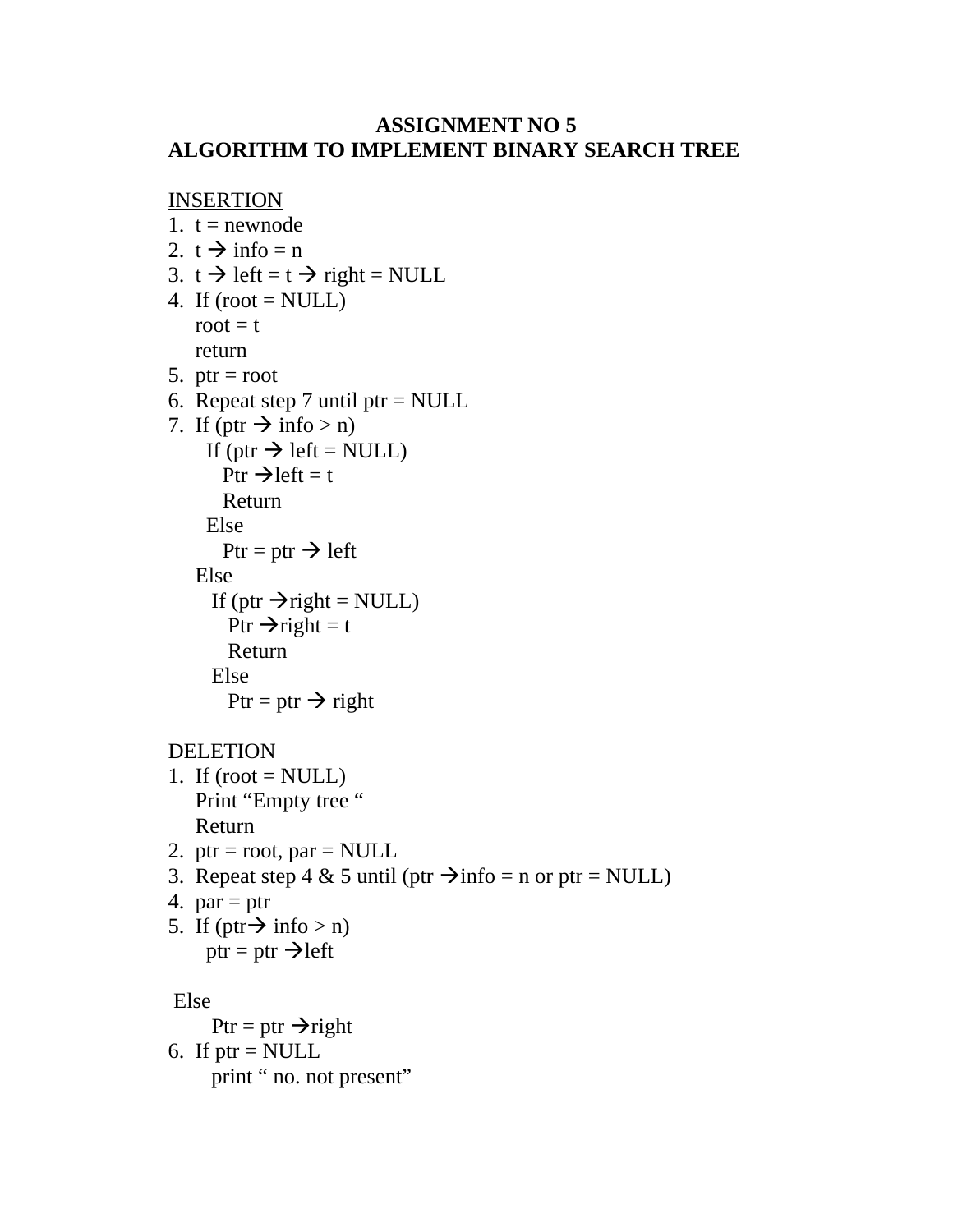# ASSIGNMENT NO 5

## ALGORITHM TO IMPLEMENT BINARY SEARCH TREE

<u>INSERTION</u>

```
1.  t = newnode
2.  t → info = n
3.  t → left = t → right = NULL
4.  If (root = NULL)
    root = t
    return
5.  ptr = root
6.  Repeat step 7 until ptr = NULL
7.  If (ptr → info > n)
      If (ptr → left = NULL)
        Ptr →left = t
        Return
      Else
        Ptr = ptr → left
    Else
      If (ptr →right = NULL)
        Ptr →right = t
        Return
      Else
        Ptr = ptr → right
```

<u>DELETION</u>

```
1.  If (root = NULL)
    Print "Empty tree "
    Return
2.  ptr = root, par = NULL
3.  Repeat step 4 & 5 until (ptr →info = n or ptr = NULL)
4.  par = ptr
5.  If (ptr→ info > n)
      ptr = ptr →left

 Else
      Ptr = ptr →right
6.  If ptr = NULL
      print " no. not present"
```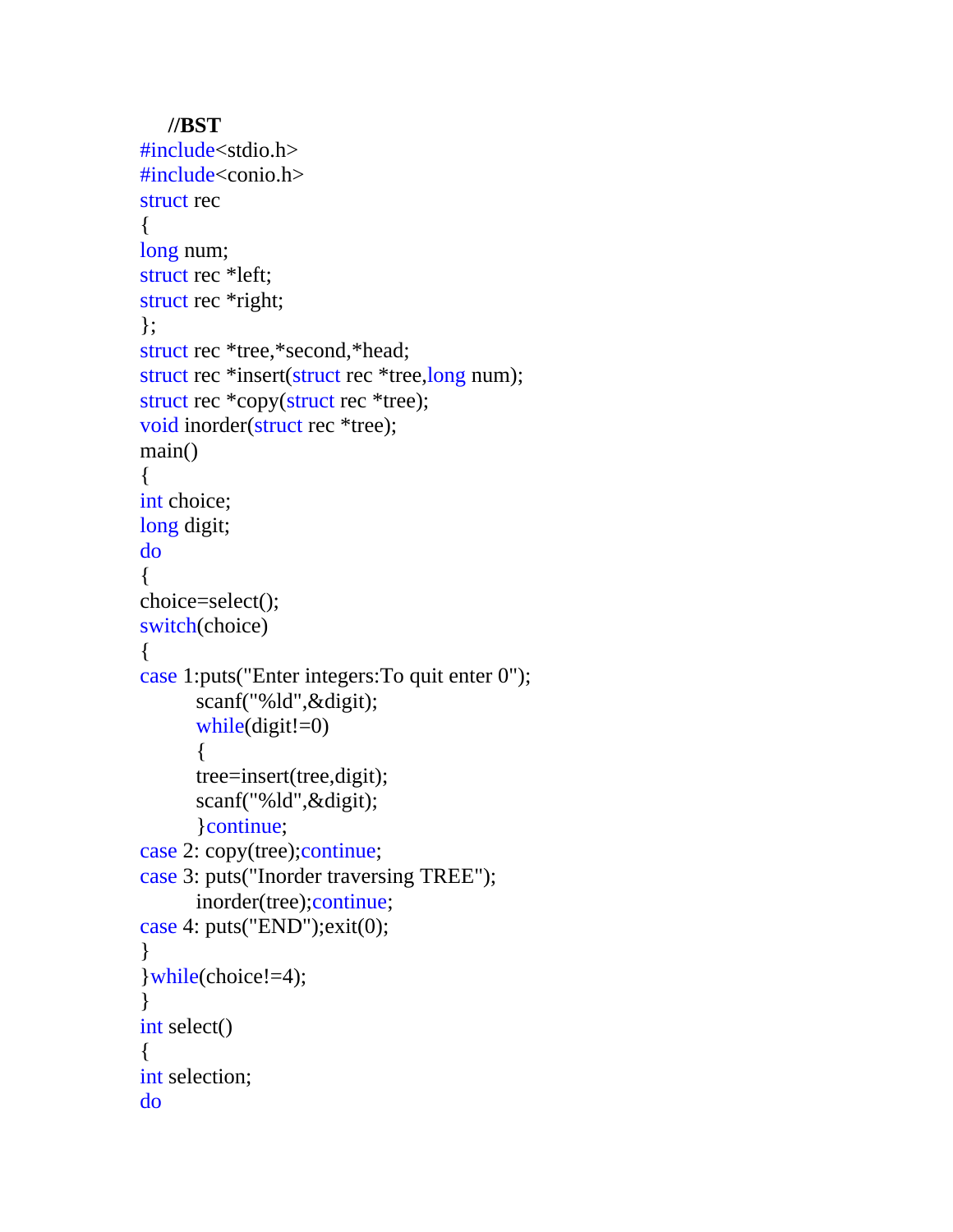**//BST**

```
#include<stdio.h>
#include<conio.h>
struct rec
{
long num;
struct rec *left;
struct rec *right;
};
struct rec *tree,*second,*head;
struct rec *insert(struct rec *tree,long num);
struct rec *copy(struct rec *tree);
void inorder(struct rec *tree);
main()
{
int choice;
long digit;
do
{
choice=select();
switch(choice)
{
case 1:puts("Enter integers:To quit enter 0");
        scanf("%ld",&digit);
        while(digit!=0)
        {
        tree=insert(tree,digit);
        scanf("%ld",&digit);
        }continue;
case 2: copy(tree);continue;
case 3: puts("Inorder traversing TREE");
        inorder(tree);continue;
case 4: puts("END");exit(0);
}
}while(choice!=4);
}
int select()
{
int selection;
do
```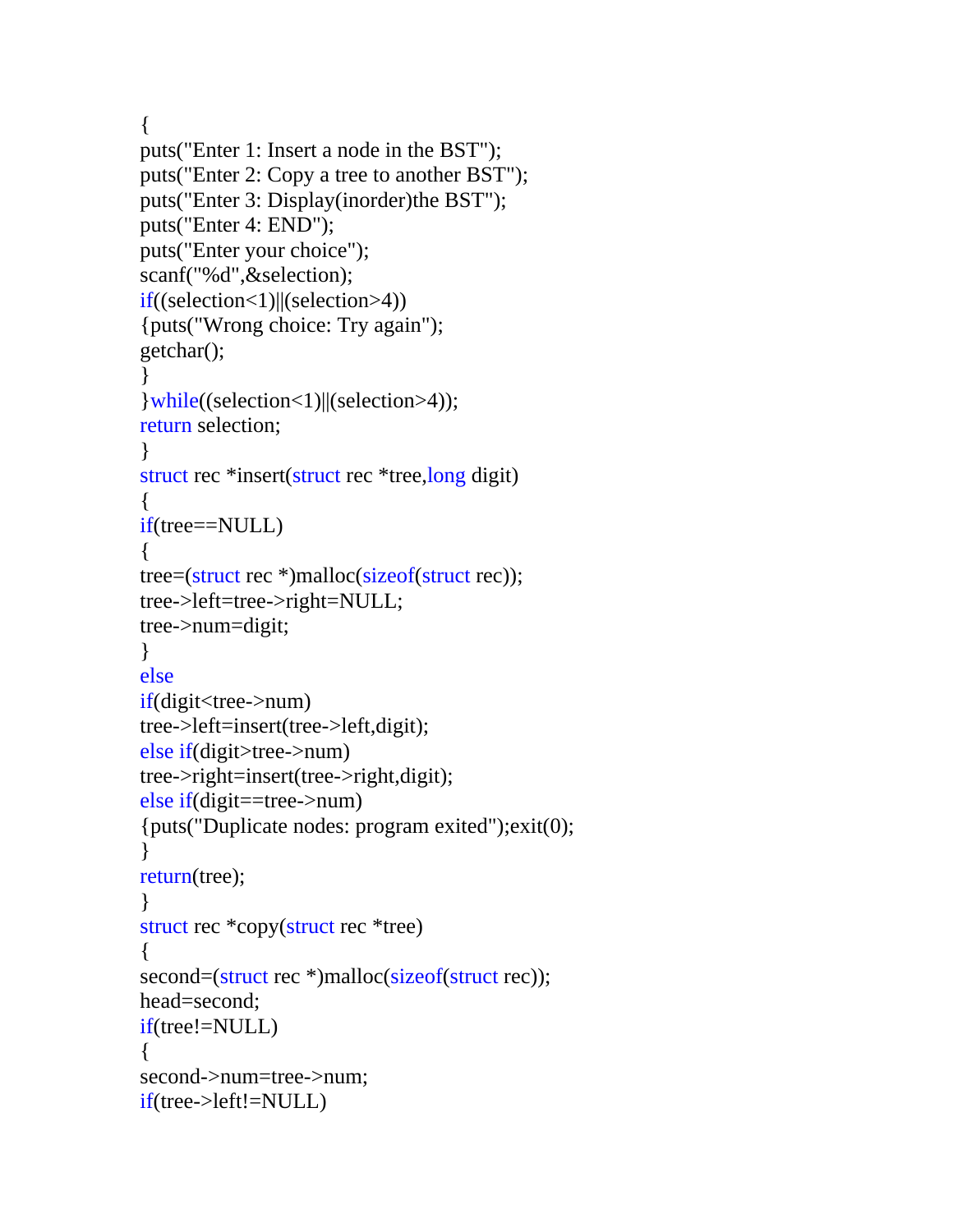```
{
puts("Enter 1: Insert a node in the BST");
puts("Enter 2: Copy a tree to another BST");
puts("Enter 3: Display(inorder)the BST");
puts("Enter 4: END");
puts("Enter your choice");
scanf("%d",&selection);
if((selection<1)||(selection>4))
{puts("Wrong choice: Try again");
getchar();
}
}while((selection<1)||(selection>4));
return selection;
}
struct rec *insert(struct rec *tree,long digit)
{
if(tree==NULL)
{
tree=(struct rec *)malloc(sizeof(struct rec));
tree->left=tree->right=NULL;
tree->num=digit;
}
else
if(digit<tree->num)
tree->left=insert(tree->left,digit);
else if(digit>tree->num)
tree->right=insert(tree->right,digit);
else if(digit==tree->num)
{puts("Duplicate nodes: program exited");exit(0);
}
return(tree);
}
struct rec *copy(struct rec *tree)
{
second=(struct rec *)malloc(sizeof(struct rec));
head=second;
if(tree!=NULL)
{
second->num=tree->num;
if(tree->left!=NULL)
```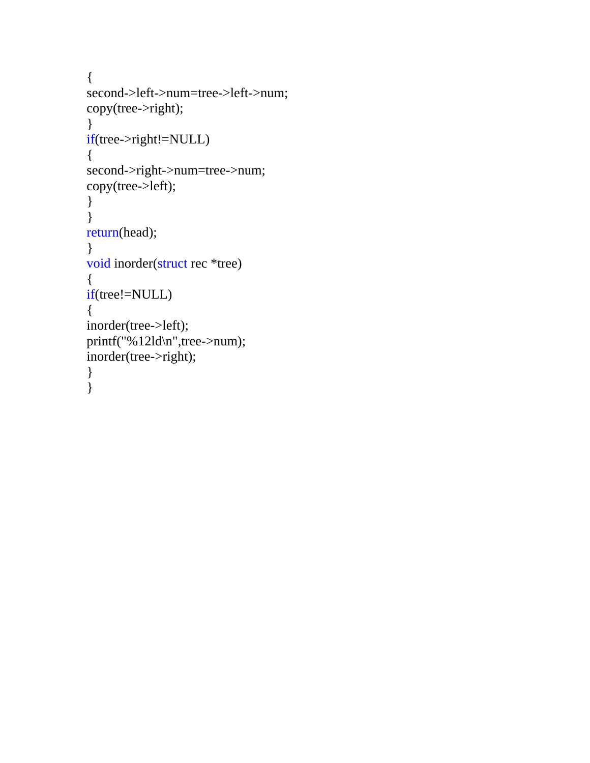```
{
second->left->num=tree->left->num;
copy(tree->right);
}
if(tree->right!=NULL)
{
second->right->num=tree->num;
copy(tree->left);
}
}
return(head);
}
void inorder(struct rec *tree)
{
if(tree!=NULL)
{
inorder(tree->left);
printf("%12ld\n",tree->num);
inorder(tree->right);
}
}
```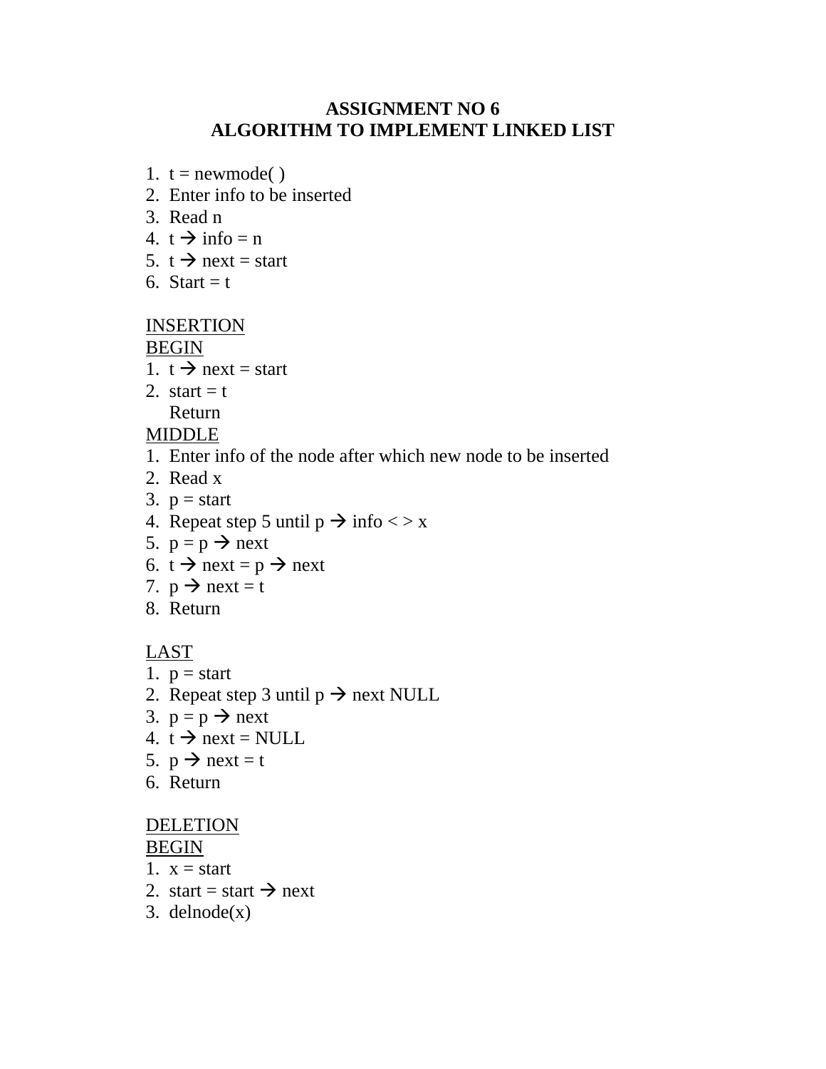# ASSIGNMENT NO 6
## ALGORITHM TO IMPLEMENT LINKED LIST

1. t = newmode( )
2. Enter info to be inserted
3. Read n
4. t → info = n
5. t → next = start
6. Start = t

<u>INSERTION</u>
<u>BEGIN</u>
1. t → next = start
2. start = t
   Return

<u>MIDDLE</u>
1. Enter info of the node after which new node to be inserted
2. Read x
3. p = start
4. Repeat step 5 until p → info < > x
5. p = p → next
6. t → next = p → next
7. p → next = t
8. Return

<u>LAST</u>
1. p = start
2. Repeat step 3 until p → next NULL
3. p = p → next
4. t → next = NULL
5. p → next = t
6. Return

<u>DELETION</u>
<u>BEGIN</u>
1. x = start
2. start = start → next
3. delnode(x)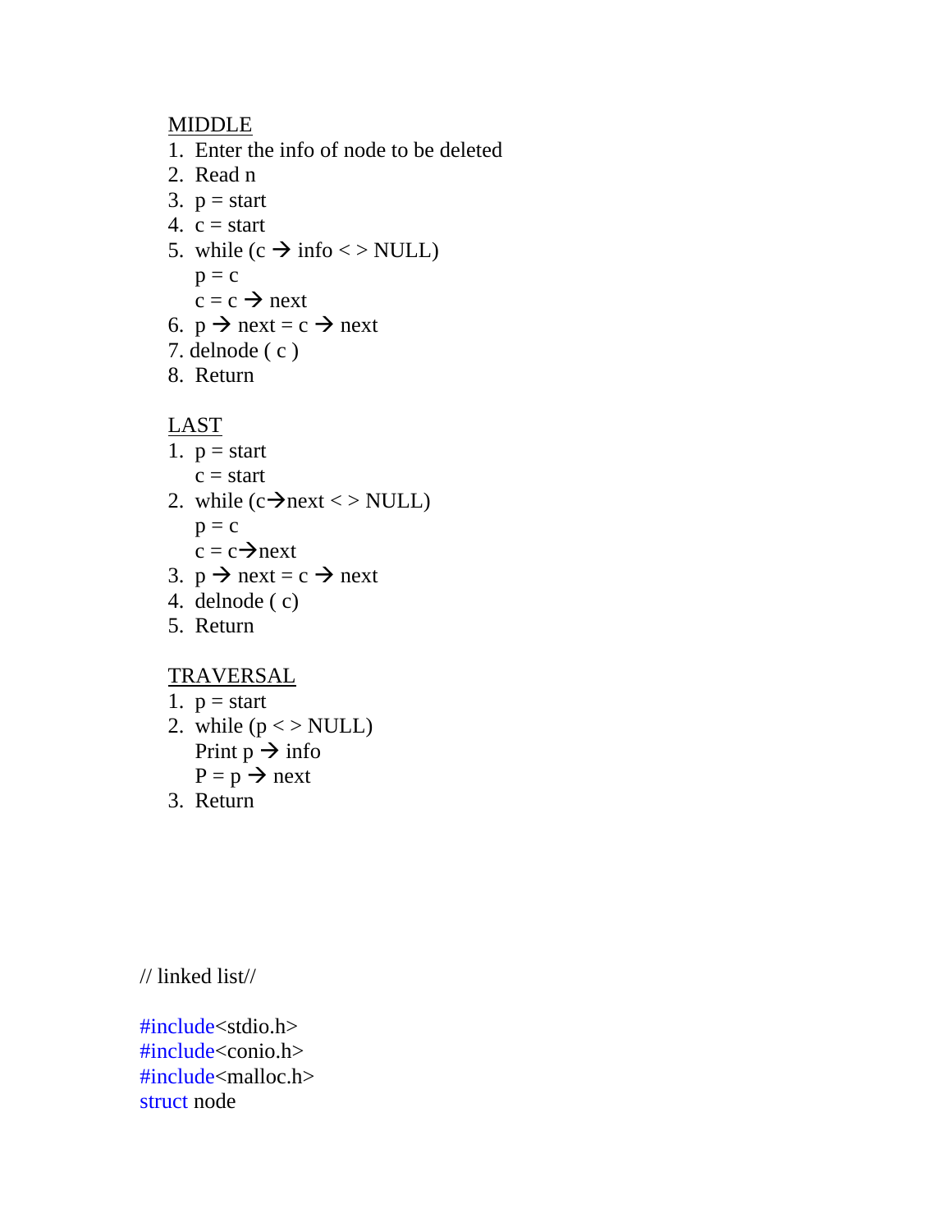<u>MIDDLE</u>

1. Enter the info of node to be deleted
2. Read n
3. p = start
4. c = start
5. while (c → info < > NULL)
   p = c
   c = c → next
6. p → next = c → next
7. delnode ( c )
8. Return

<u>LAST</u>

1. p = start
   c = start
2. while (c→next < > NULL)
   p = c
   c = c→next
3. p → next = c → next
4. delnode ( c)
5. Return

<u>TRAVERSAL</u>

1. p = start
2. while (p < > NULL)
   Print p → info
   P = p → next
3. Return

```
// linked list//

#include<stdio.h>
#include<conio.h>
#include<malloc.h>
struct node
```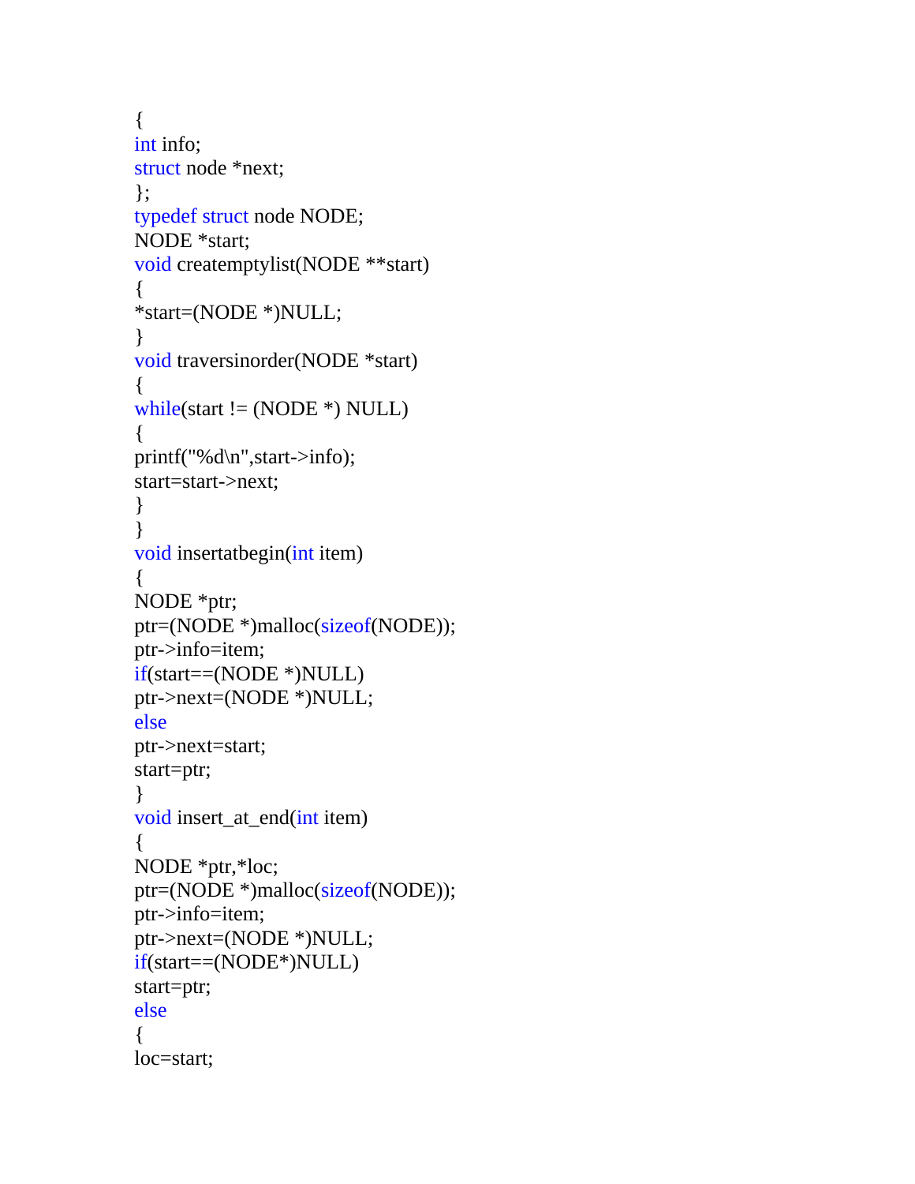```
{
int info;
struct node *next;
};
typedef struct node NODE;
NODE *start;
void createmptylist(NODE **start)
{
*start=(NODE *)NULL;
}
void traversinorder(NODE *start)
{
while(start != (NODE *) NULL)
{
printf("%d\n",start->info);
start=start->next;
}
}
void insertatbegin(int item)
{
NODE *ptr;
ptr=(NODE *)malloc(sizeof(NODE));
ptr->info=item;
if(start==(NODE *)NULL)
ptr->next=(NODE *)NULL;
else
ptr->next=start;
start=ptr;
}
void insert_at_end(int item)
{
NODE *ptr,*loc;
ptr=(NODE *)malloc(sizeof(NODE));
ptr->info=item;
ptr->next=(NODE *)NULL;
if(start==(NODE*)NULL)
start=ptr;
else
{
loc=start;
```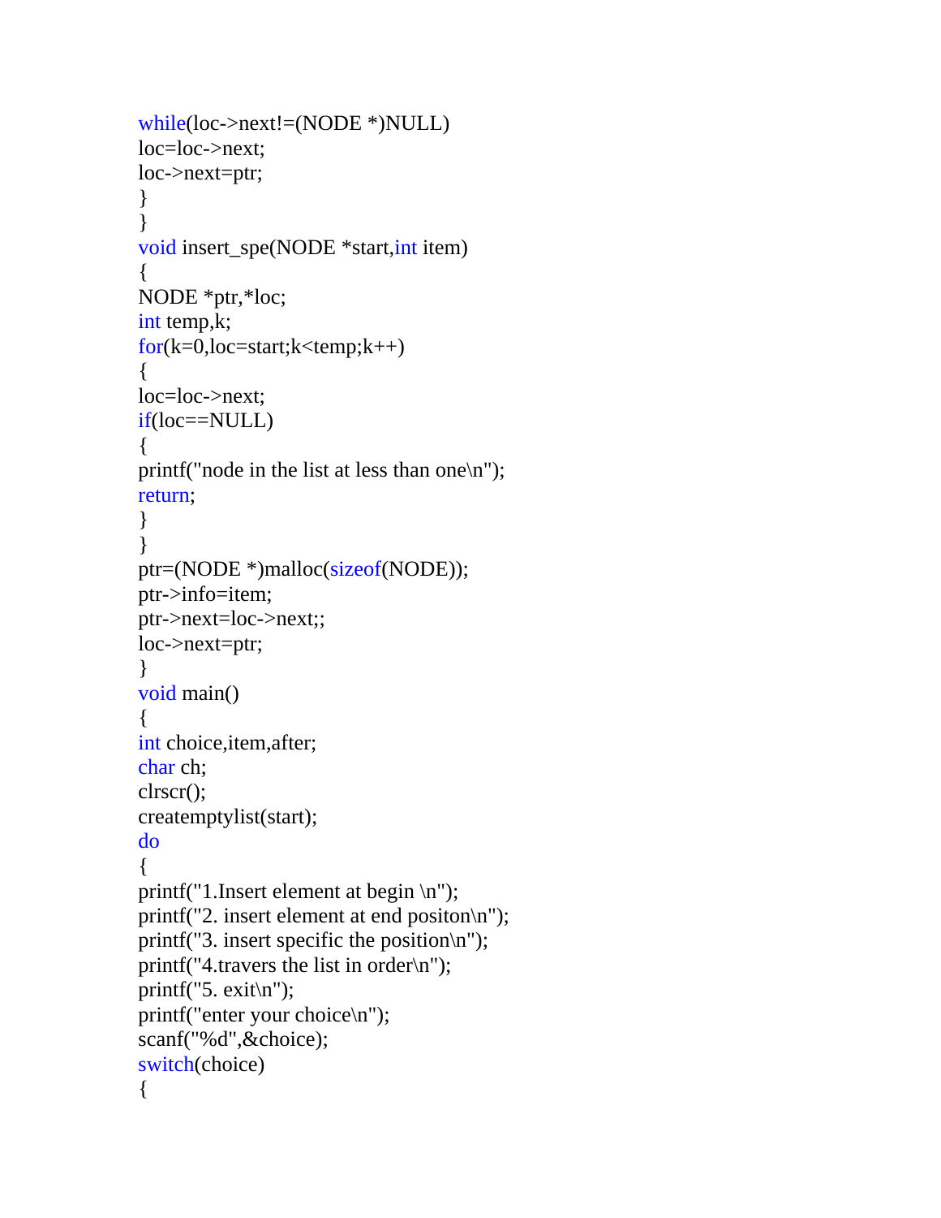```
while(loc->next!=(NODE *)NULL)
loc=loc->next;
loc->next=ptr;
}
}
void insert_spe(NODE *start,int item)
{
NODE *ptr,*loc;
int temp,k;
for(k=0,loc=start;k<temp;k++)
{
loc=loc->next;
if(loc==NULL)
{
printf("node in the list at less than one\n");
return;
}
}
ptr=(NODE *)malloc(sizeof(NODE));
ptr->info=item;
ptr->next=loc->next;;
loc->next=ptr;
}
void main()
{
int choice,item,after;
char ch;
clrscr();
createmptylist(start);
do
{
printf("1.Insert element at begin \n");
printf("2. insert element at end positon\n");
printf("3. insert specific the position\n");
printf("4.travers the list in order\n");
printf("5. exit\n");
printf("enter your choice\n");
scanf("%d",&choice);
switch(choice)
{
```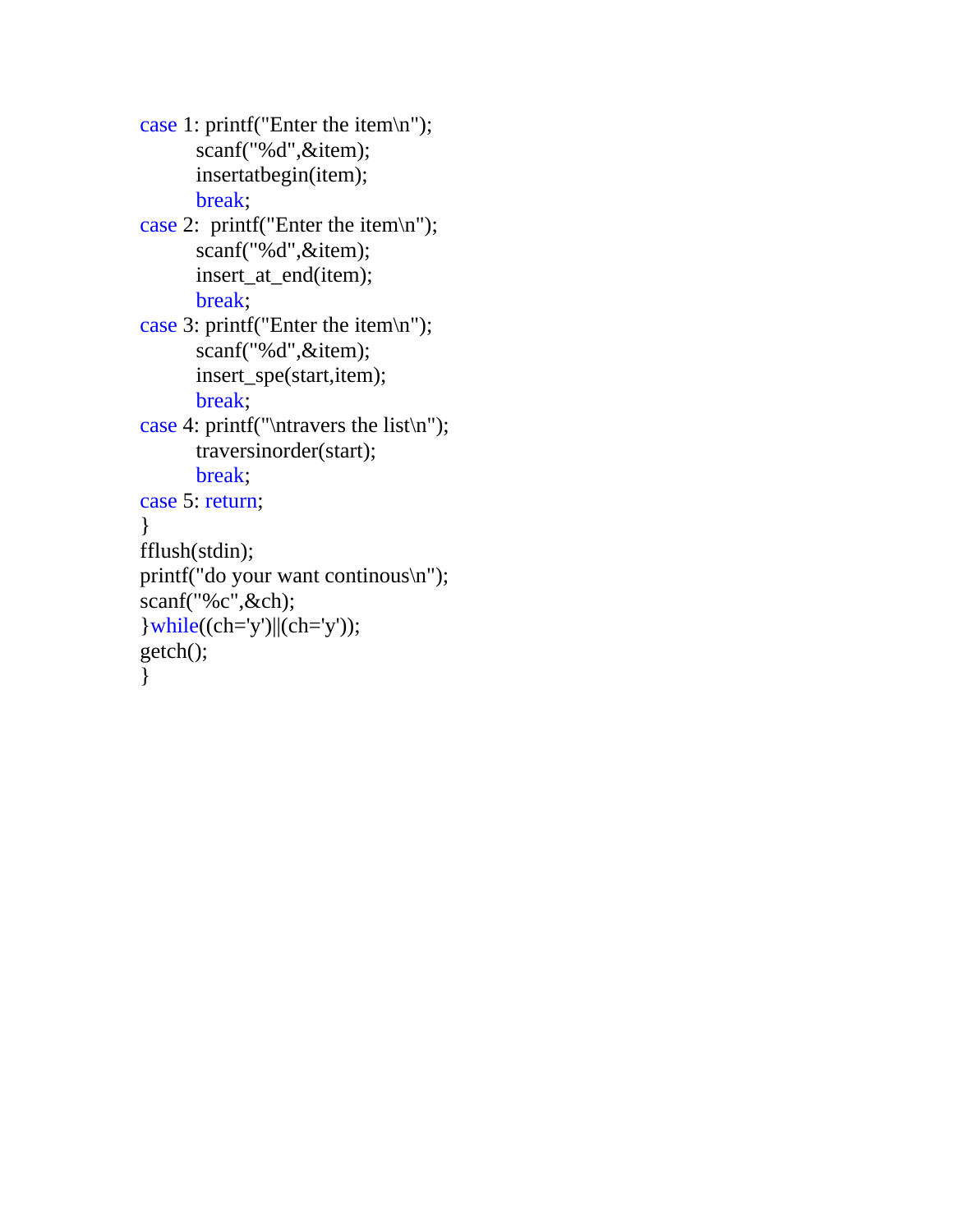```
case 1: printf("Enter the item\n");
        scanf("%d",&item);
        insertatbegin(item);
        break;
case 2:  printf("Enter the item\n");
        scanf("%d",&item);
        insert_at_end(item);
        break;
case 3: printf("Enter the item\n");
        scanf("%d",&item);
        insert_spe(start,item);
        break;
case 4: printf("\ntravers the list\n");
        traversinorder(start);
        break;
case 5: return;
}
fflush(stdin);
printf("do your want continous\n");
scanf("%c",&ch);
}while((ch='y')||(ch='y'));
getch();
}
```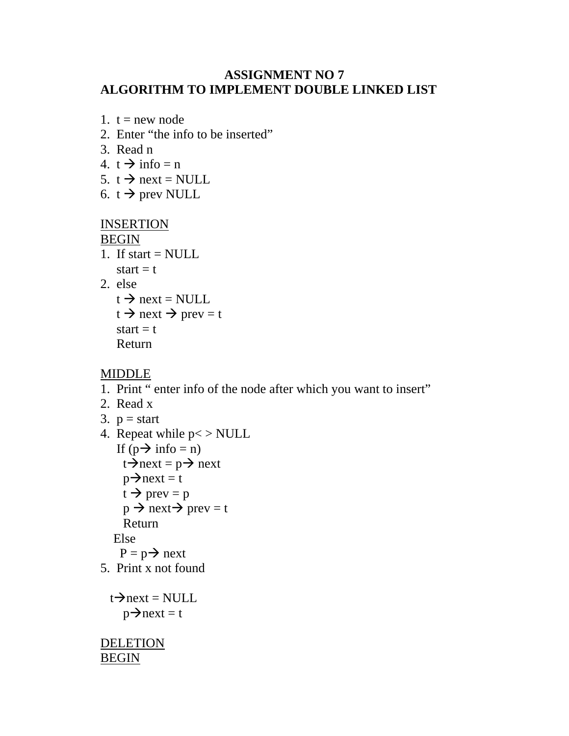# ASSIGNMENT NO 7
## ALGORITHM TO IMPLEMENT DOUBLE LINKED LIST

1. t = new node
2. Enter “the info to be inserted”
3. Read n
4. t → info = n
5. t → next = NULL
6. t → prev NULL

<u>INSERTION</u>

<u>BEGIN</u>

1. If start = NULL
   start = t
2. else
   t → next = NULL
   t → next → prev = t
   start = t
   Return

<u>MIDDLE</u>

1. Print “ enter info of the node after which you want to insert”
2. Read x
3. p = start
4. Repeat while p< > NULL
   If (p→ info = n)
     t→next = p→ next
     p→next = t
     t → prev = p
     p → next→ prev = t
     Return
   Else
     P = p→ next
5. Print x not found

t→next = NULL
p→next = t

<u>DELETION</u>

<u>BEGIN</u>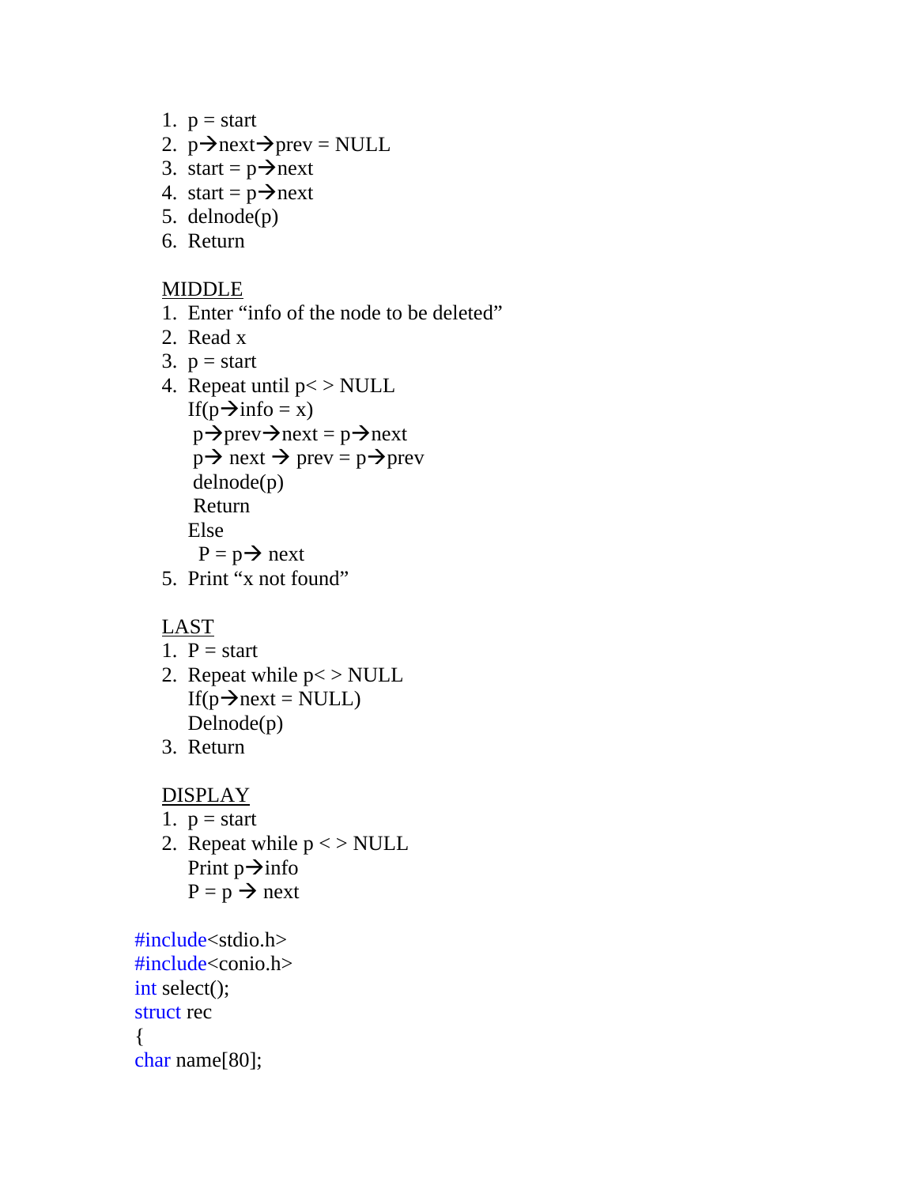1. p = start
2. p→next→prev = NULL
3. start = p→next
4. start = p→next
5. delnode(p)
6. Return

<u>MIDDLE</u>

1. Enter "info of the node to be deleted"
2. Read x
3. p = start
4. Repeat until p< > NULL
   If(p→info = x)
    p→prev→next = p→next
    p→ next → prev = p→prev
    delnode(p)
    Return
   Else
    P = p→ next
5. Print "x not found"

<u>LAST</u>

1. P = start
2. Repeat while p< > NULL
   If(p→next = NULL)
   Delnode(p)
3. Return

<u>DISPLAY</u>

1. p = start
2. Repeat while p < > NULL
   Print p→info
   P = p → next

```
#include<stdio.h>
#include<conio.h>
int select();
struct rec
{
char name[80];
```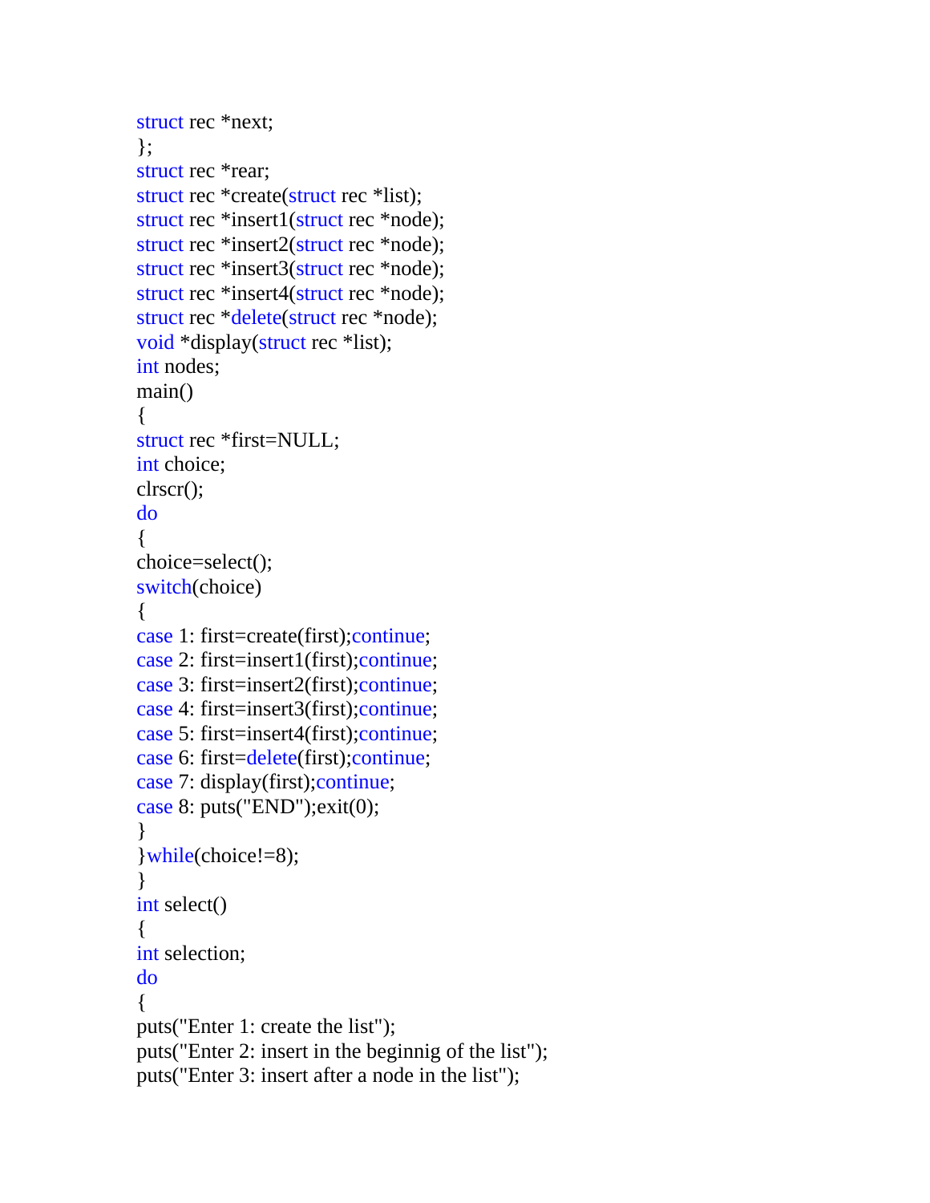```
struct rec *next;
};
struct rec *rear;
struct rec *create(struct rec *list);
struct rec *insert1(struct rec *node);
struct rec *insert2(struct rec *node);
struct rec *insert3(struct rec *node);
struct rec *insert4(struct rec *node);
struct rec *delete(struct rec *node);
void *display(struct rec *list);
int nodes;
main()
{
struct rec *first=NULL;
int choice;
clrscr();
do
{
choice=select();
switch(choice)
{
case 1: first=create(first);continue;
case 2: first=insert1(first);continue;
case 3: first=insert2(first);continue;
case 4: first=insert3(first);continue;
case 5: first=insert4(first);continue;
case 6: first=delete(first);continue;
case 7: display(first);continue;
case 8: puts("END");exit(0);
}
}while(choice!=8);
}
int select()
{
int selection;
do
{
puts("Enter 1: create the list");
puts("Enter 2: insert in the beginnig of the list");
puts("Enter 3: insert after a node in the list");
```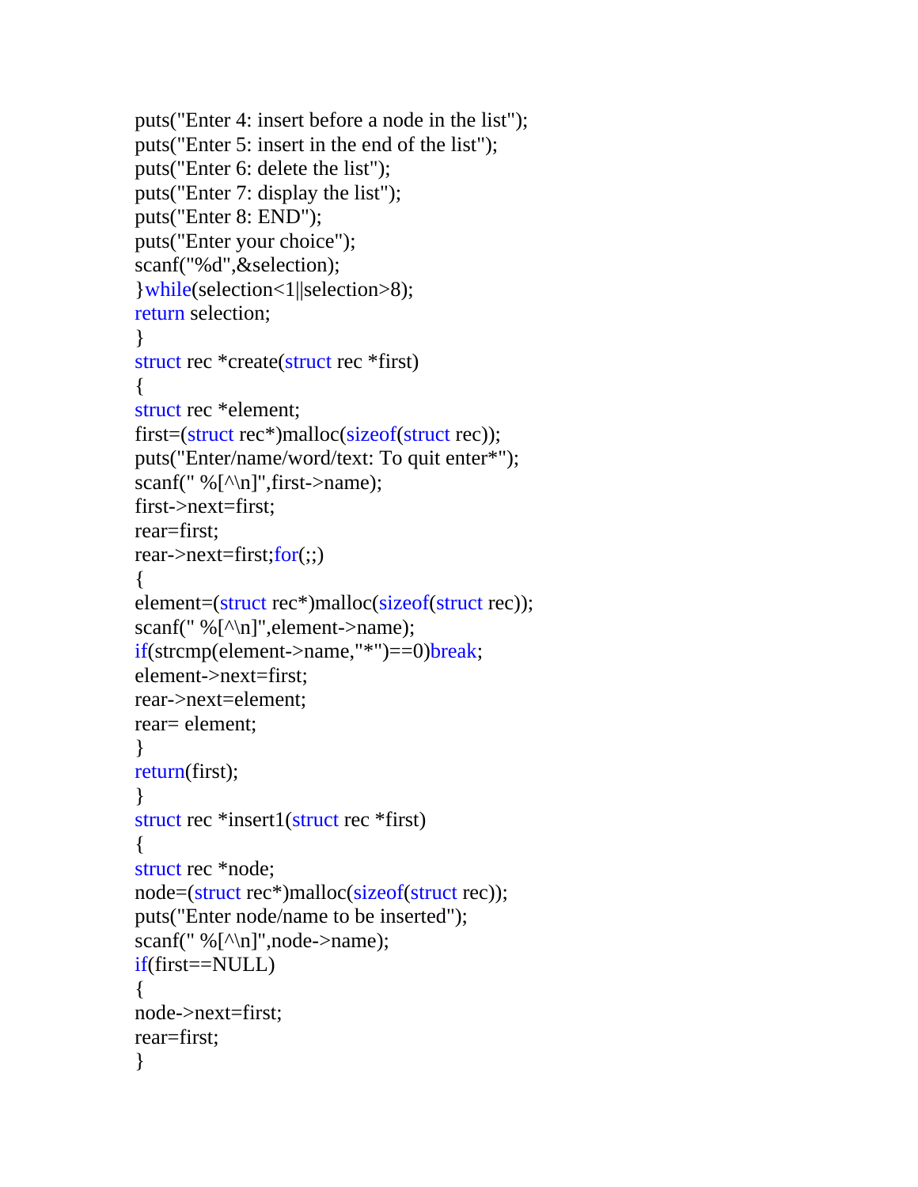```c
puts("Enter 4: insert before a node in the list");
puts("Enter 5: insert in the end of the list");
puts("Enter 6: delete the list");
puts("Enter 7: display the list");
puts("Enter 8: END");
puts("Enter your choice");
scanf("%d",&selection);
}while(selection<1||selection>8);
return selection;
}
struct rec *create(struct rec *first)
{
struct rec *element;
first=(struct rec*)malloc(sizeof(struct rec));
puts("Enter/name/word/text: To quit enter*");
scanf(" %[^\n]",first->name);
first->next=first;
rear=first;
rear->next=first;for(;;)
{
element=(struct rec*)malloc(sizeof(struct rec));
scanf(" %[^\n]",element->name);
if(strcmp(element->name,"*")==0)break;
element->next=first;
rear->next=element;
rear= element;
}
return(first);
}
struct rec *insert1(struct rec *first)
{
struct rec *node;
node=(struct rec*)malloc(sizeof(struct rec));
puts("Enter node/name to be inserted");
scanf(" %[^\n]",node->name);
if(first==NULL)
{
node->next=first;
rear=first;
}
```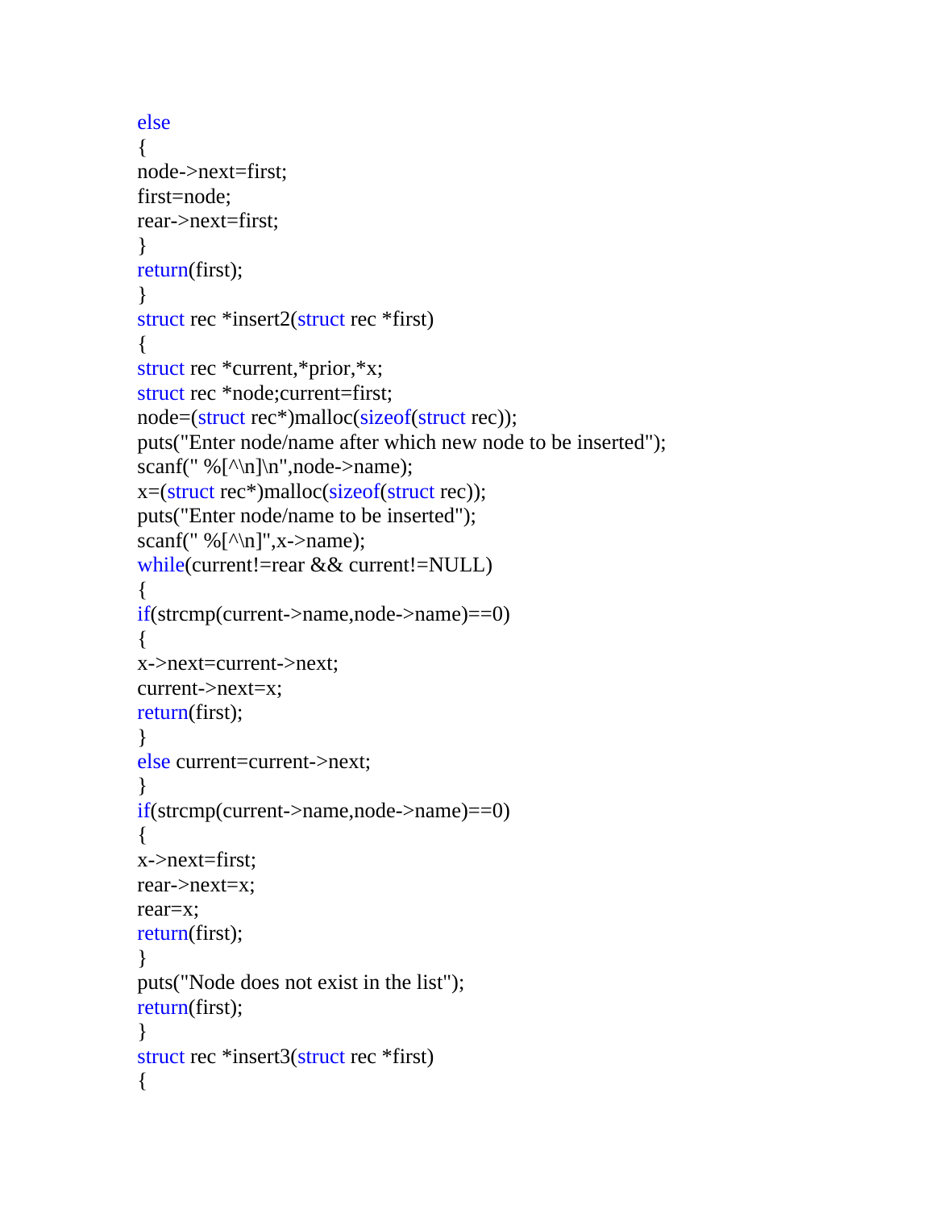```
else
{
node->next=first;
first=node;
rear->next=first;
}
return(first);
}
struct rec *insert2(struct rec *first)
{
struct rec *current,*prior,*x;
struct rec *node;current=first;
node=(struct rec*)malloc(sizeof(struct rec));
puts("Enter node/name after which new node to be inserted");
scanf(" %[^\n]\n",node->name);
x=(struct rec*)malloc(sizeof(struct rec));
puts("Enter node/name to be inserted");
scanf(" %[^\n]",x->name);
while(current!=rear && current!=NULL)
{
if(strcmp(current->name,node->name)==0)
{
x->next=current->next;
current->next=x;
return(first);
}
else current=current->next;
}
if(strcmp(current->name,node->name)==0)
{
x->next=first;
rear->next=x;
rear=x;
return(first);
}
puts("Node does not exist in the list");
return(first);
}
struct rec *insert3(struct rec *first)
{
```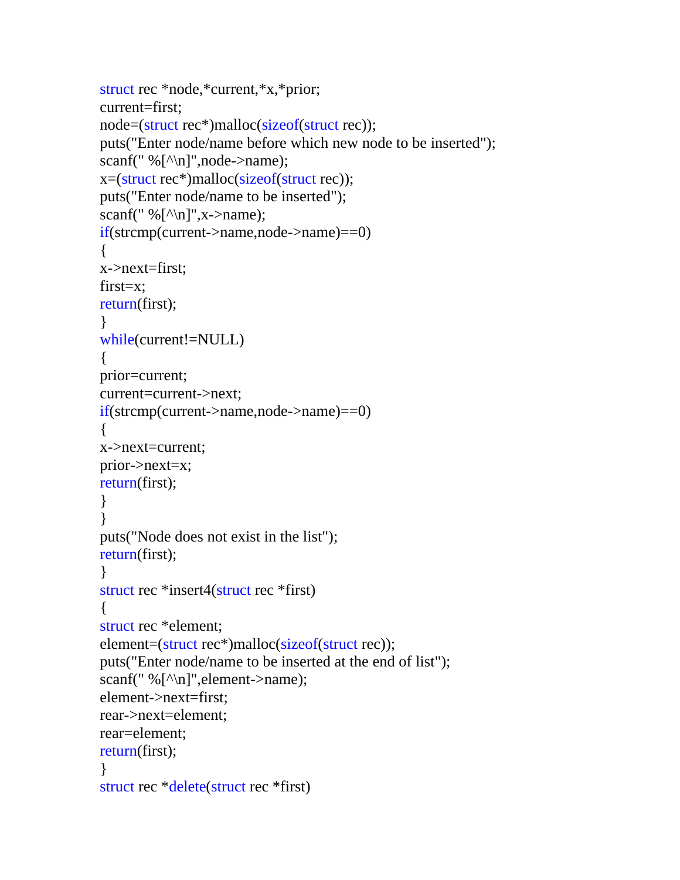```
struct rec *node,*current,*x,*prior;
current=first;
node=(struct rec*)malloc(sizeof(struct rec));
puts("Enter node/name before which new node to be inserted");
scanf(" %[^\n]",node->name);
x=(struct rec*)malloc(sizeof(struct rec));
puts("Enter node/name to be inserted");
scanf(" %[^\n]",x->name);
if(strcmp(current->name,node->name)==0)
{
x->next=first;
first=x;
return(first);
}
while(current!=NULL)
{
prior=current;
current=current->next;
if(strcmp(current->name,node->name)==0)
{
x->next=current;
prior->next=x;
return(first);
}
}
puts("Node does not exist in the list");
return(first);
}
struct rec *insert4(struct rec *first)
{
struct rec *element;
element=(struct rec*)malloc(sizeof(struct rec));
puts("Enter node/name to be inserted at the end of list");
scanf(" %[^\n]",element->name);
element->next=first;
rear->next=element;
rear=element;
return(first);
}
struct rec *delete(struct rec *first)
```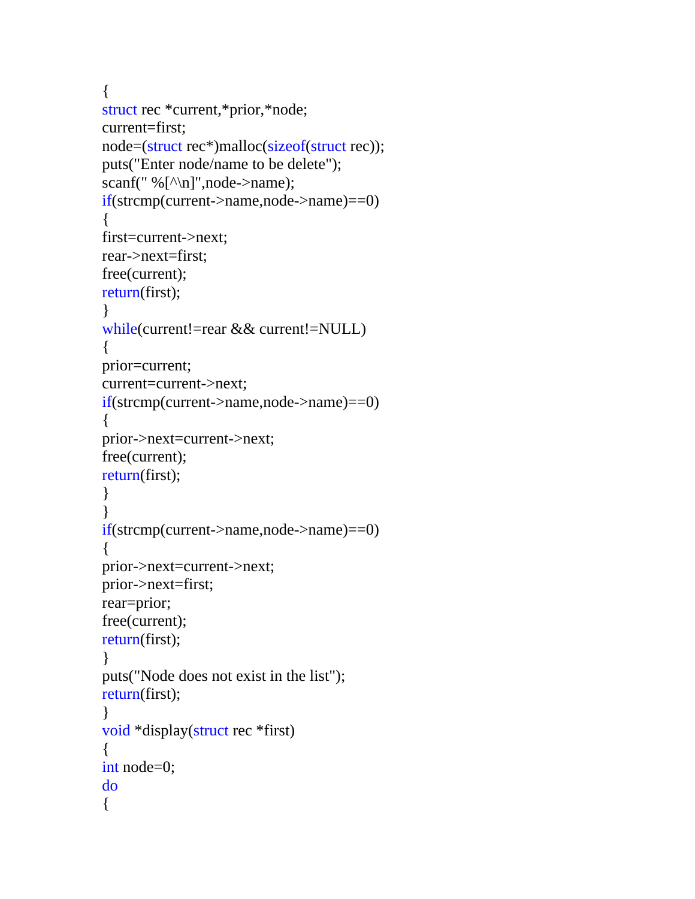```
{
struct rec *current,*prior,*node;
current=first;
node=(struct rec*)malloc(sizeof(struct rec));
puts("Enter node/name to be delete");
scanf(" %[^\n]",node->name);
if(strcmp(current->name,node->name)==0)
{
first=current->next;
rear->next=first;
free(current);
return(first);
}
while(current!=rear && current!=NULL)
{
prior=current;
current=current->next;
if(strcmp(current->name,node->name)==0)
{
prior->next=current->next;
free(current);
return(first);
}
}
if(strcmp(current->name,node->name)==0)
{
prior->next=current->next;
prior->next=first;
rear=prior;
free(current);
return(first);
}
puts("Node does not exist in the list");
return(first);
}
void *display(struct rec *first)
{
int node=0;
do
{
```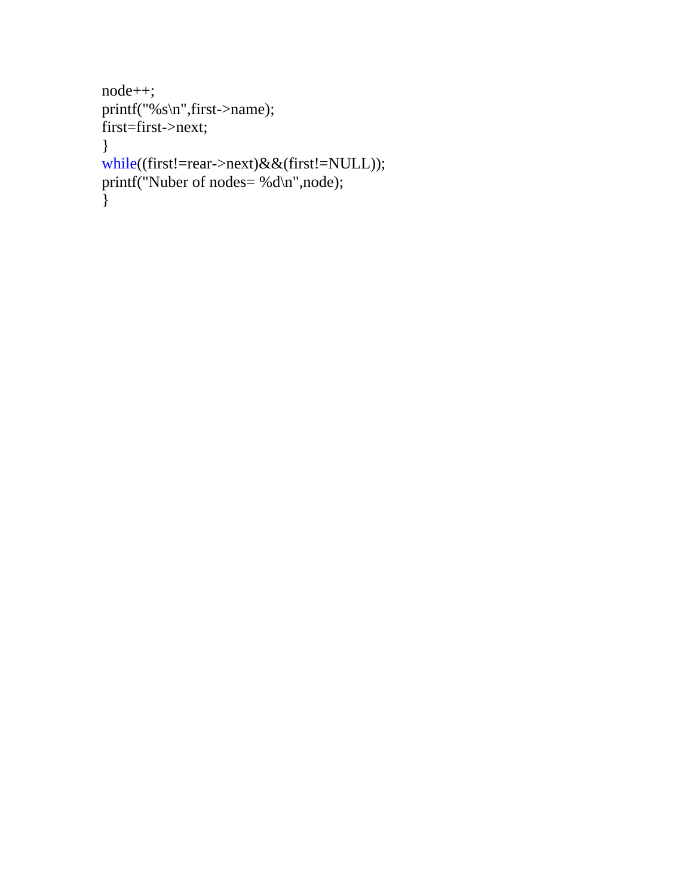```
node++;
printf("%s\n",first->name);
first=first->next;
}
while((first!=rear->next)&&(first!=NULL));
printf("Nuber of nodes= %d\n",node);
}
```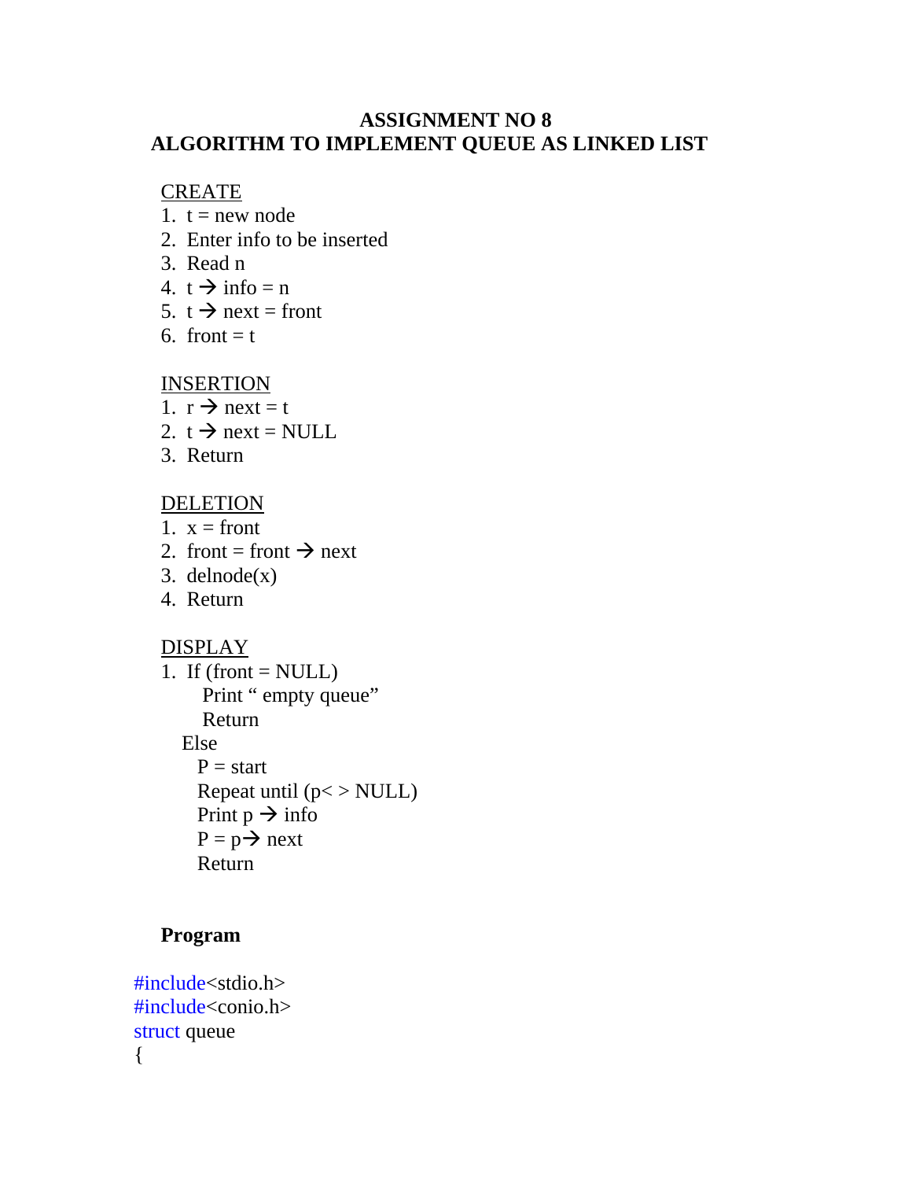# ASSIGNMENT NO 8
## ALGORITHM TO IMPLEMENT QUEUE AS LINKED LIST

<u>CREATE</u>

1. t = new node
2. Enter info to be inserted
3. Read n
4. t → info = n
5. t → next = front
6. front = t

<u>INSERTION</u>

1. r → next = t
2. t → next = NULL
3. Return

<u>DELETION</u>

1. x = front
2. front = front → next
3. delnode(x)
4. Return

<u>DISPLAY</u>

1. If (front = NULL)
   Print " empty queue"
   Return
   Else
   P = start
   Repeat until (p< > NULL)
   Print p → info
   P = p→ next
   Return

**Program**

```
#include<stdio.h>
#include<conio.h>
struct queue
{
```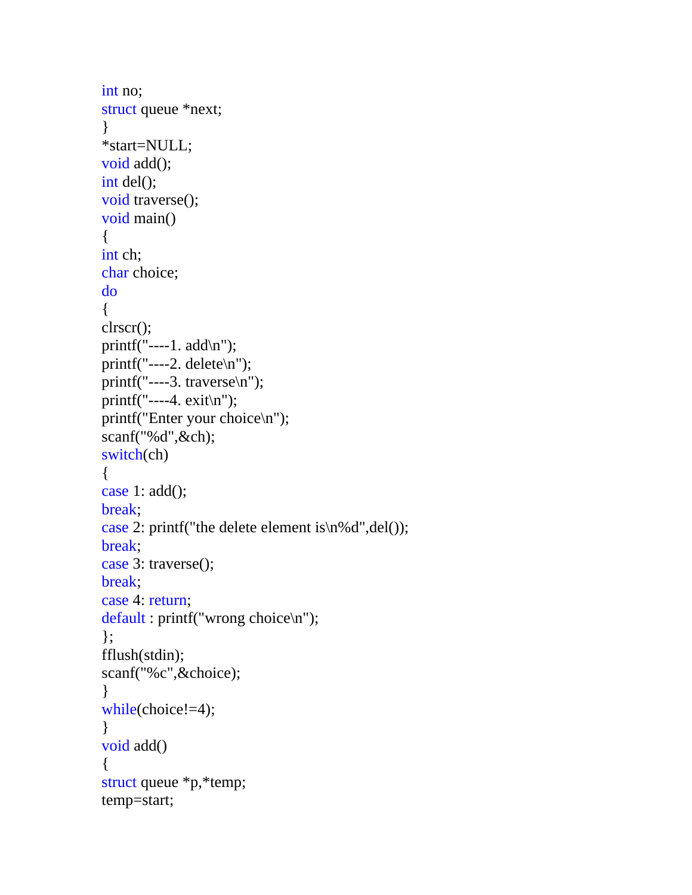```
int no;
struct queue *next;
}
*start=NULL;
void add();
int del();
void traverse();
void main()
{
int ch;
char choice;
do
{
clrscr();
printf("----1. add\n");
printf("----2. delete\n");
printf("----3. traverse\n");
printf("----4. exit\n");
printf("Enter your choice\n");
scanf("%d",&ch);
switch(ch)
{
case 1: add();
break;
case 2: printf("the delete element is\n%d",del());
break;
case 3: traverse();
break;
case 4: return;
default : printf("wrong choice\n");
};
fflush(stdin);
scanf("%c",&choice);
}
while(choice!=4);
}
void add()
{
struct queue *p,*temp;
temp=start;
```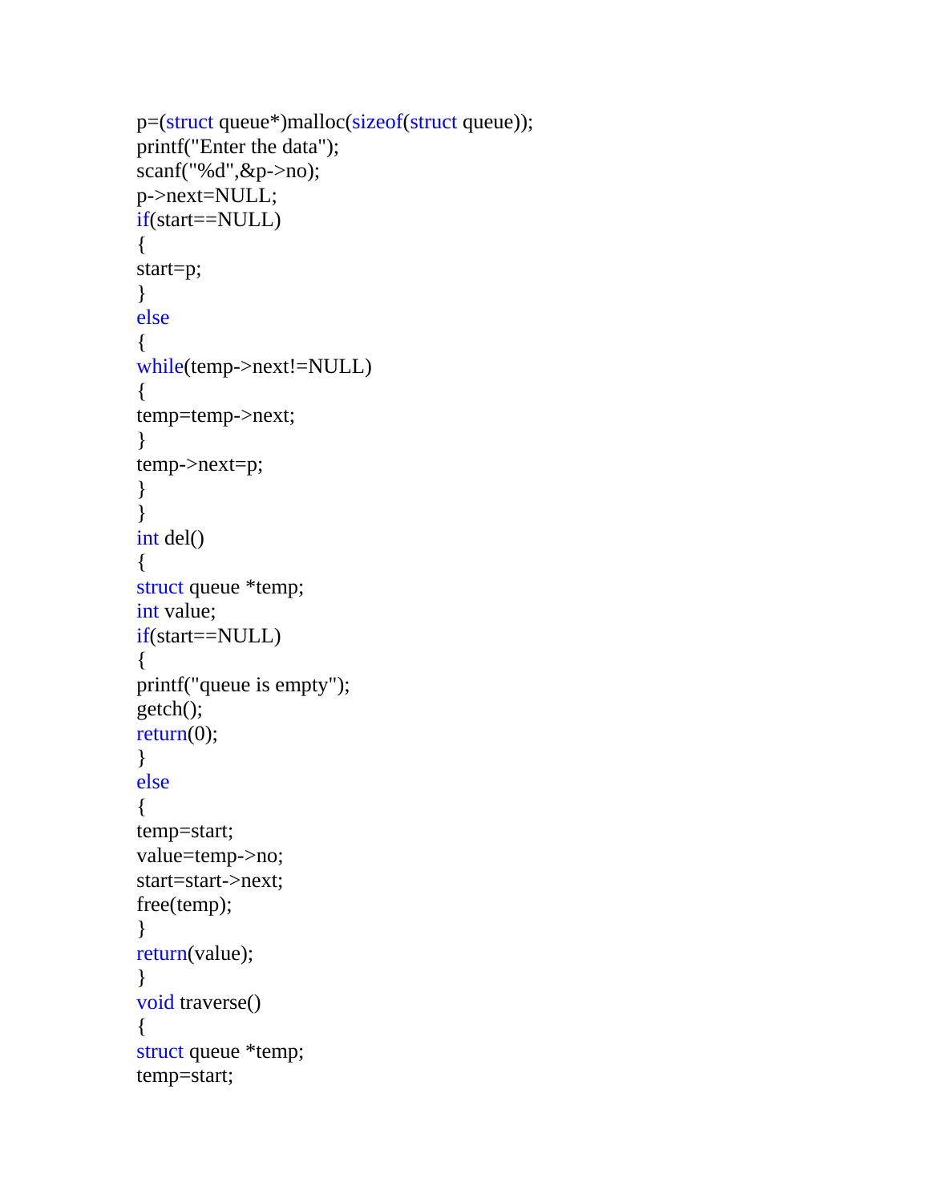```
p=(struct queue*)malloc(sizeof(struct queue));
printf("Enter the data");
scanf("%d",&p->no);
p->next=NULL;
if(start==NULL)
{
start=p;
}
else
{
while(temp->next!=NULL)
{
temp=temp->next;
}
temp->next=p;
}
}
int del()
{
struct queue *temp;
int value;
if(start==NULL)
{
printf("queue is empty");
getch();
return(0);
}
else
{
temp=start;
value=temp->no;
start=start->next;
free(temp);
}
return(value);
}
void traverse()
{
struct queue *temp;
temp=start;
```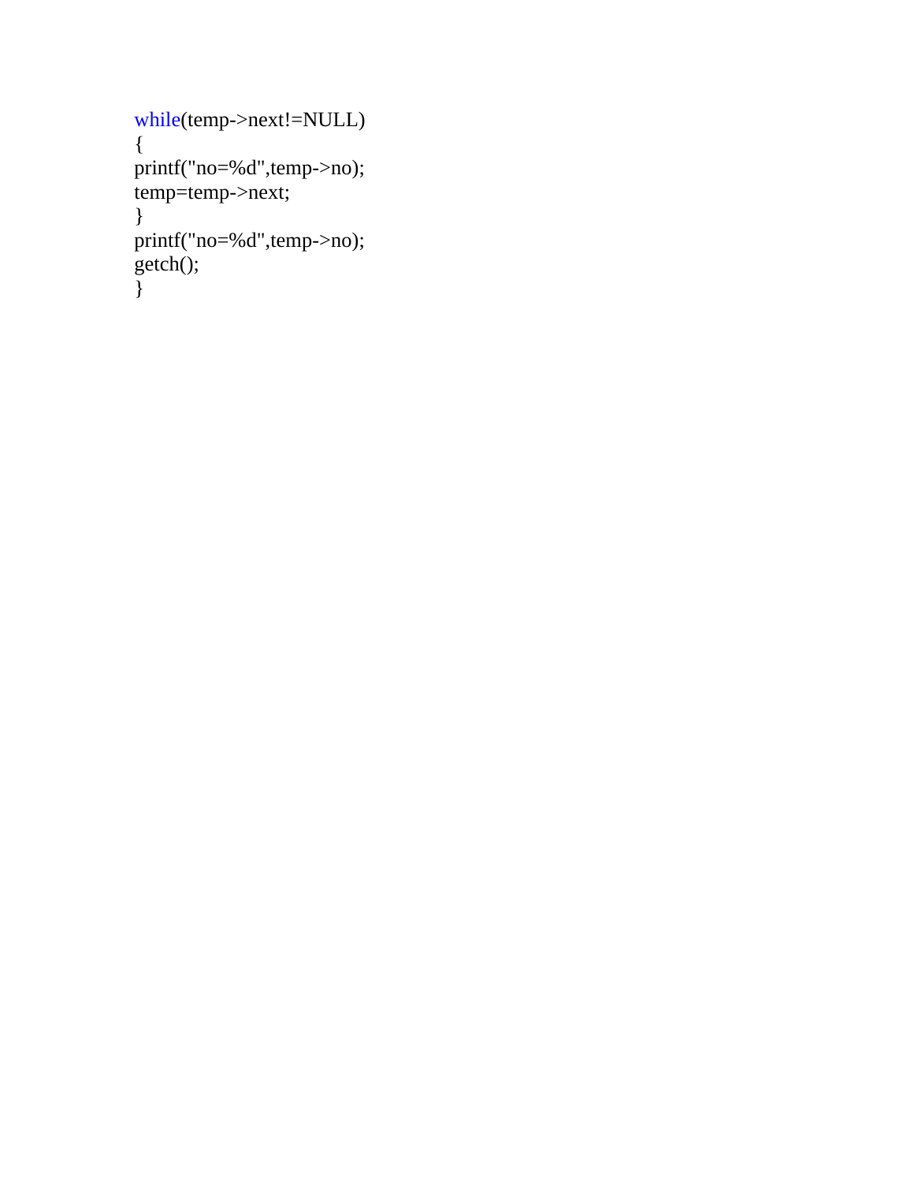```
while(temp->next!=NULL)
{
printf("no=%d",temp->no);
temp=temp->next;
}
printf("no=%d",temp->no);
getch();
}
```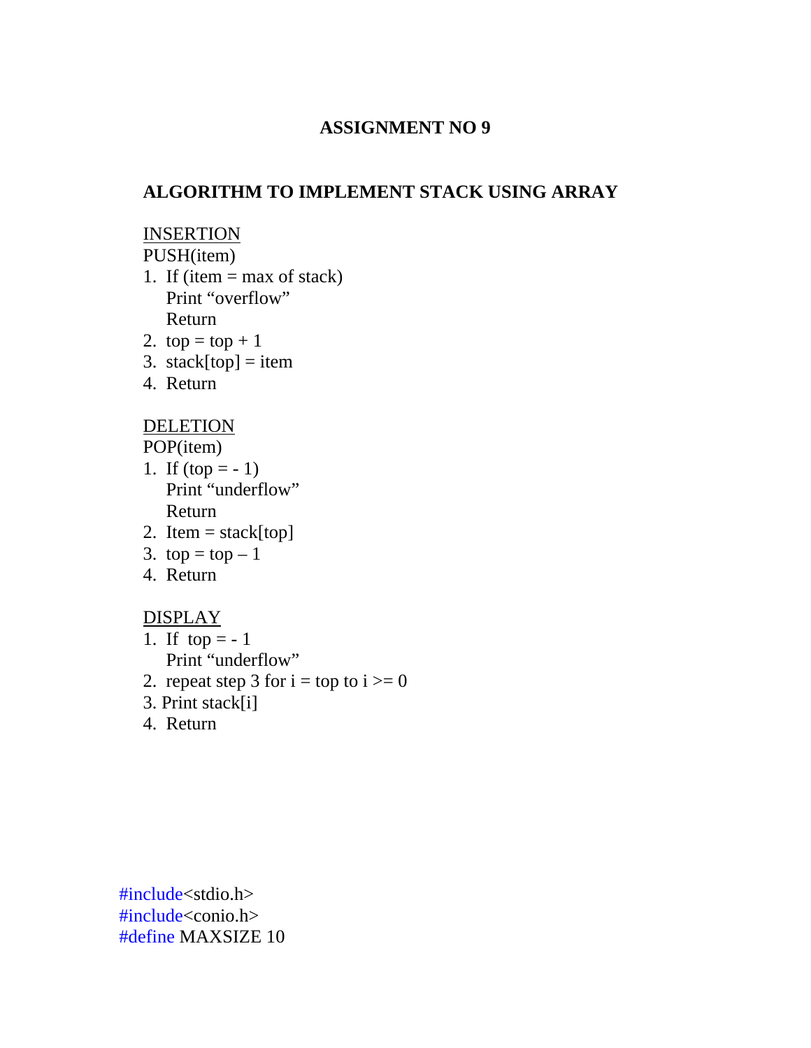# ASSIGNMENT NO 9

## ALGORITHM TO IMPLEMENT STACK USING ARRAY

<u>INSERTION</u>

PUSH(item)

1. If (item = max of stack)
   Print "overflow"
   Return
2. top = top + 1
3. stack[top] = item
4. Return

<u>DELETION</u>

POP(item)

1. If (top = - 1)
   Print "underflow"
   Return
2. Item = stack[top]
3. top = top – 1
4. Return

<u>DISPLAY</u>

1. If top = - 1
   Print "underflow"
2. repeat step 3 for i = top to i >= 0
3. Print stack[i]
4. Return

```
#include<stdio.h>
#include<conio.h>
#define MAXSIZE 10
```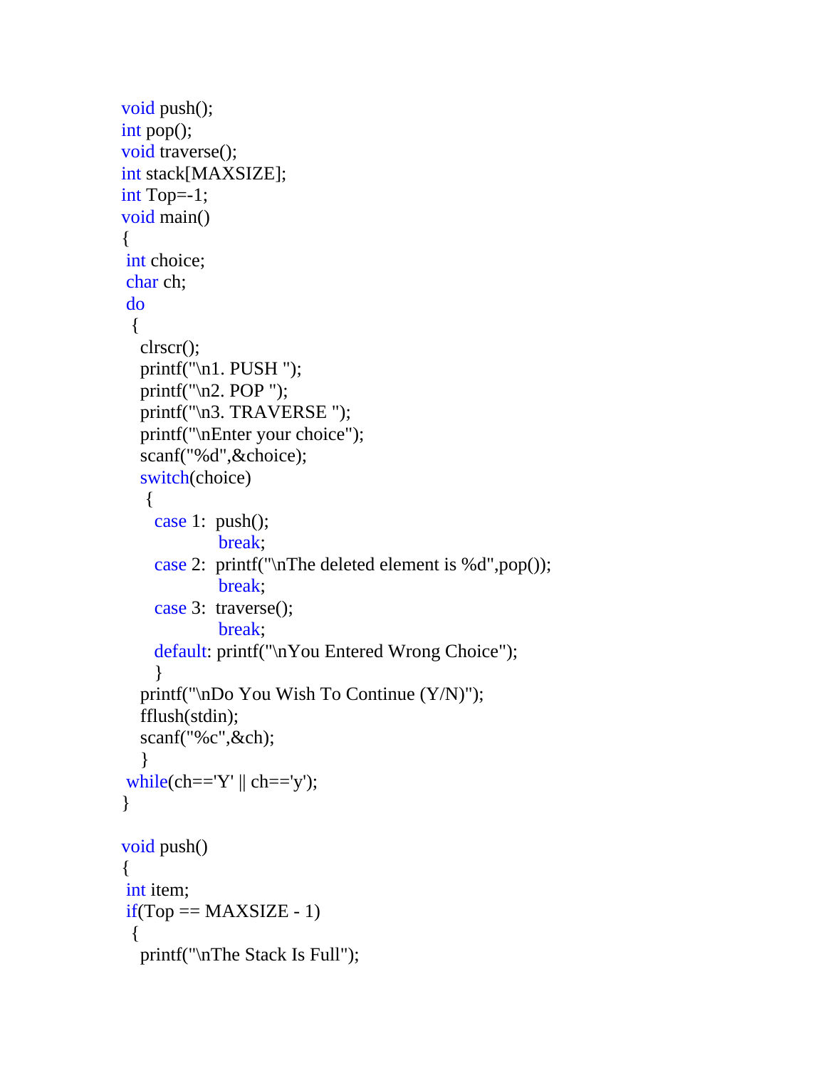```c
void push();
int pop();
void traverse();
int stack[MAXSIZE];
int Top=-1;
void main()
{
 int choice;
 char ch;
 do
  {
    clrscr();
    printf("\n1. PUSH ");
    printf("\n2. POP ");
    printf("\n3. TRAVERSE ");
    printf("\nEnter your choice");
    scanf("%d",&choice);
    switch(choice)
     {
       case 1:  push();
                break;
       case 2:  printf("\nThe deleted element is %d",pop());
                break;
       case 3:  traverse();
                break;
       default: printf("\nYou Entered Wrong Choice");
       }
    printf("\nDo You Wish To Continue (Y/N)");
    fflush(stdin);
    scanf("%c",&ch);
    }
 while(ch=='Y' || ch=='y');
}

void push()
{
 int item;
 if(Top == MAXSIZE - 1)
  {
    printf("\nThe Stack Is Full");
```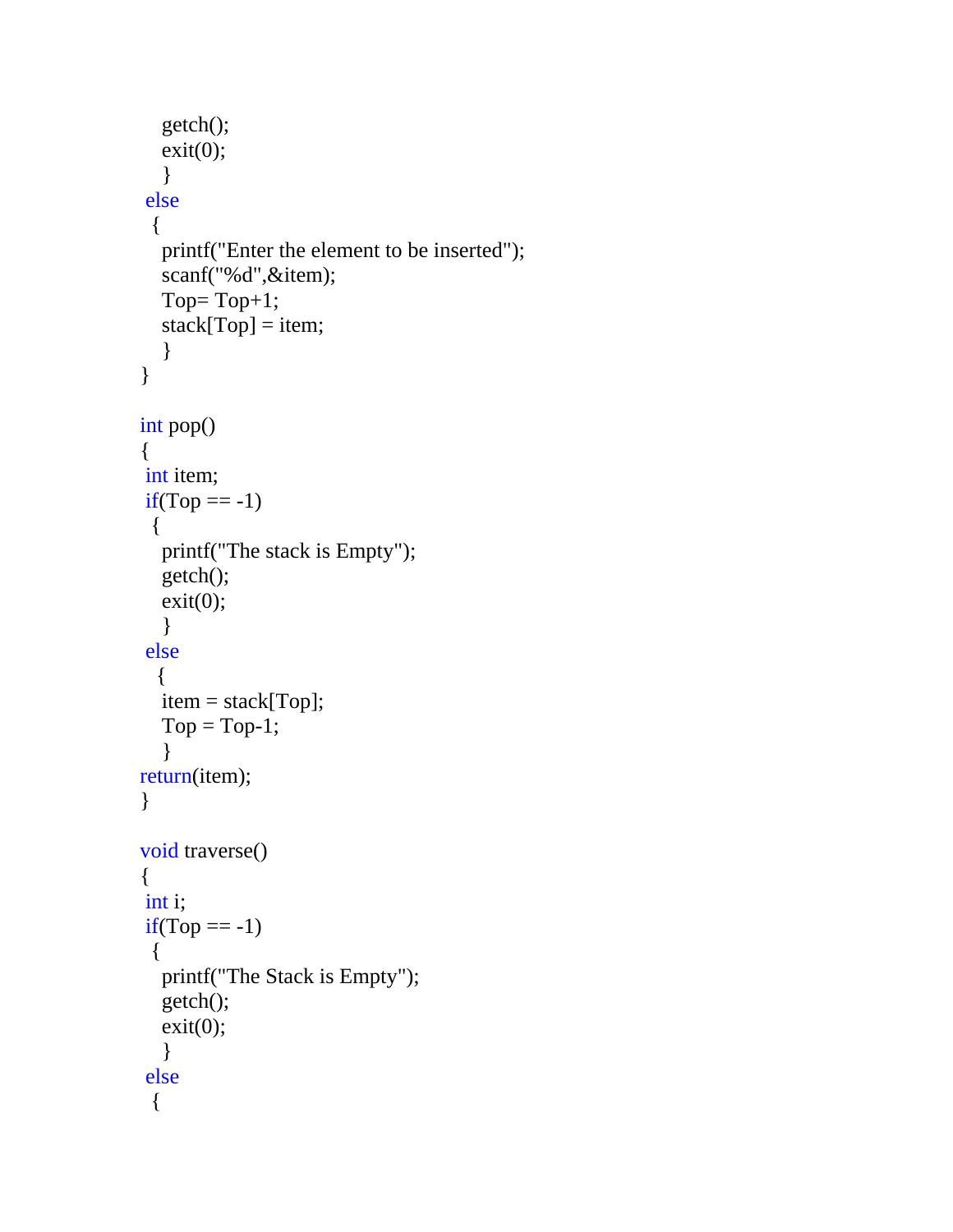```c
    getch();
    exit(0);
    }
 else
  {
    printf("Enter the element to be inserted");
    scanf("%d",&item);
    Top= Top+1;
    stack[Top] = item;
    }
}

int pop()
{
 int item;
 if(Top == -1)
  {
    printf("The stack is Empty");
    getch();
    exit(0);
    }
 else
   {
    item = stack[Top];
    Top = Top-1;
    }
return(item);
}

void traverse()
{
 int i;
 if(Top == -1)
  {
    printf("The Stack is Empty");
    getch();
    exit(0);
    }
 else
  {
```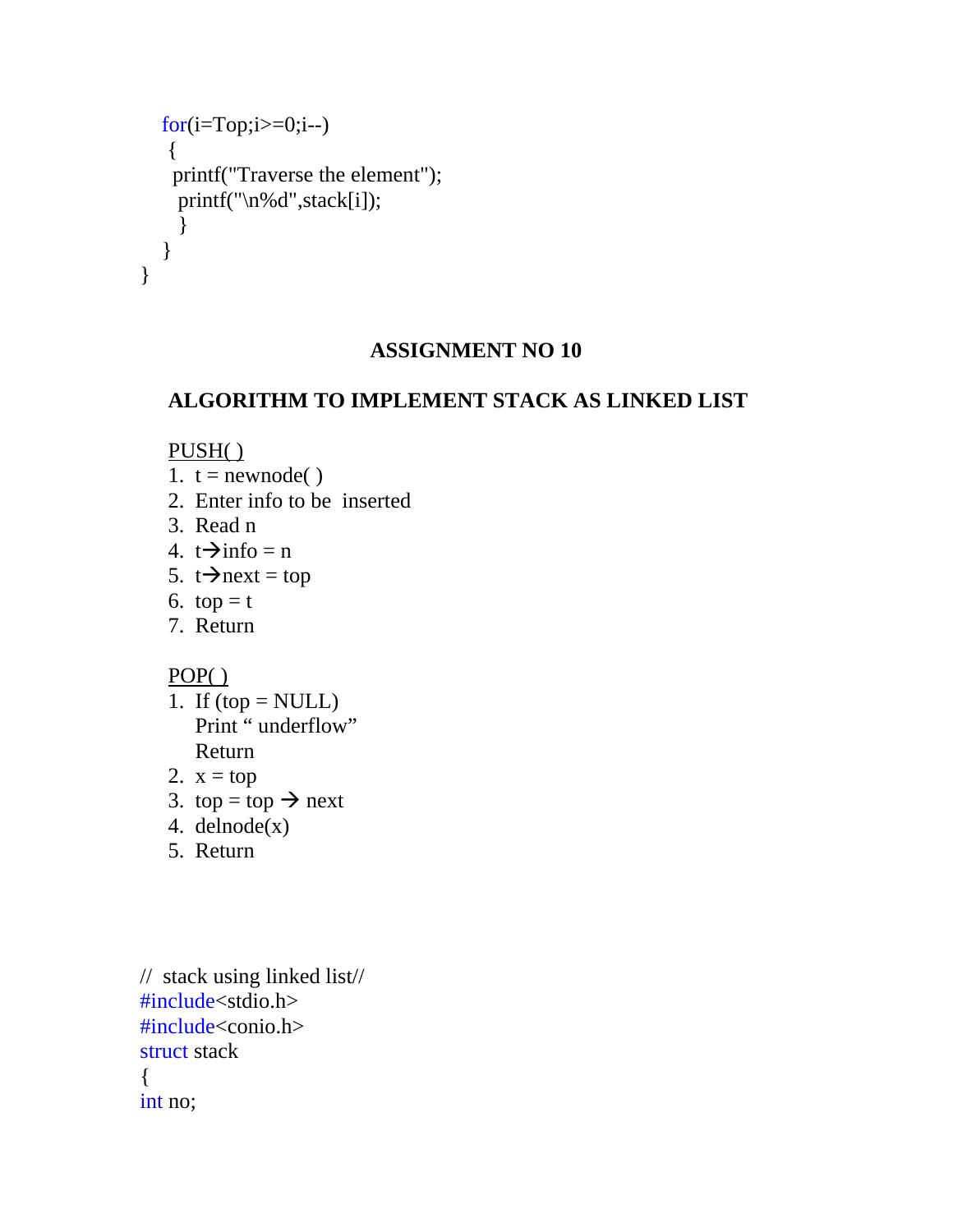```
  for(i=Top;i>=0;i--)
   {
    printf("Traverse the element");
     printf("\n%d",stack[i]);
     }
  }
}
```

## ASSIGNMENT NO 10

### ALGORITHM TO IMPLEMENT STACK AS LINKED LIST

PUSH( )

1. t = newnode( )
2. Enter info to be inserted
3. Read n
4. t→info = n
5. t→next = top
6. top = t
7. Return

POP( )

1. If (top = NULL)
   Print " underflow"
   Return
2. x = top
3. top = top → next
4. delnode(x)
5. Return

```
//  stack using linked list//
#include<stdio.h>
#include<conio.h>
struct stack
{
int no;
```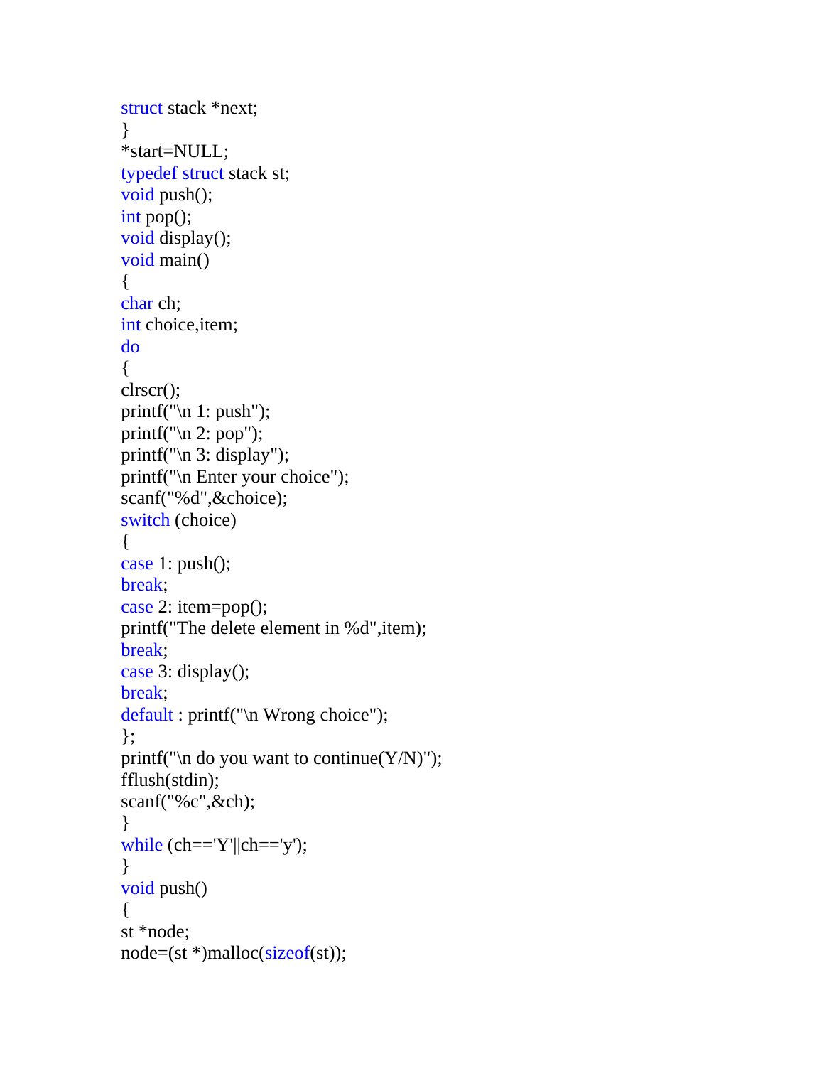```
struct stack *next;
}
*start=NULL;
typedef struct stack st;
void push();
int pop();
void display();
void main()
{
char ch;
int choice,item;
do
{
clrscr();
printf("\n 1: push");
printf("\n 2: pop");
printf("\n 3: display");
printf("\n Enter your choice");
scanf("%d",&choice);
switch (choice)
{
case 1: push();
break;
case 2: item=pop();
printf("The delete element in %d",item);
break;
case 3: display();
break;
default : printf("\n Wrong choice");
};
printf("\n do you want to continue(Y/N)");
fflush(stdin);
scanf("%c",&ch);
}
while (ch=='Y'||ch=='y');
}
void push()
{
st *node;
node=(st *)malloc(sizeof(st));
```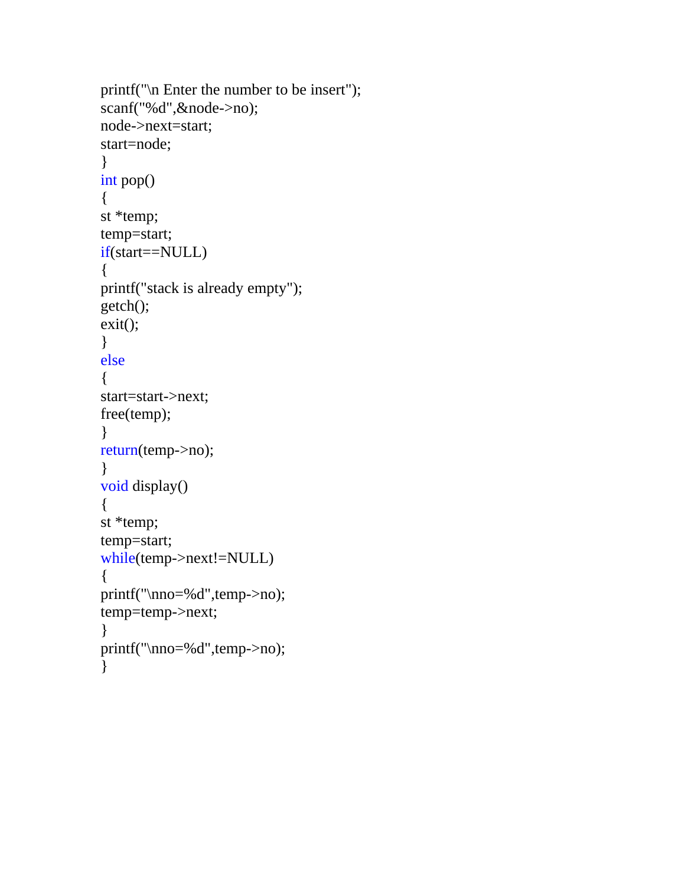```
printf("\n Enter the number to be insert");
scanf("%d",&node->no);
node->next=start;
start=node;
}
int pop()
{
st *temp;
temp=start;
if(start==NULL)
{
printf("stack is already empty");
getch();
exit();
}
else
{
start=start->next;
free(temp);
}
return(temp->no);
}
void display()
{
st *temp;
temp=start;
while(temp->next!=NULL)
{
printf("\nno=%d",temp->no);
temp=temp->next;
}
printf("\nno=%d",temp->no);
}
```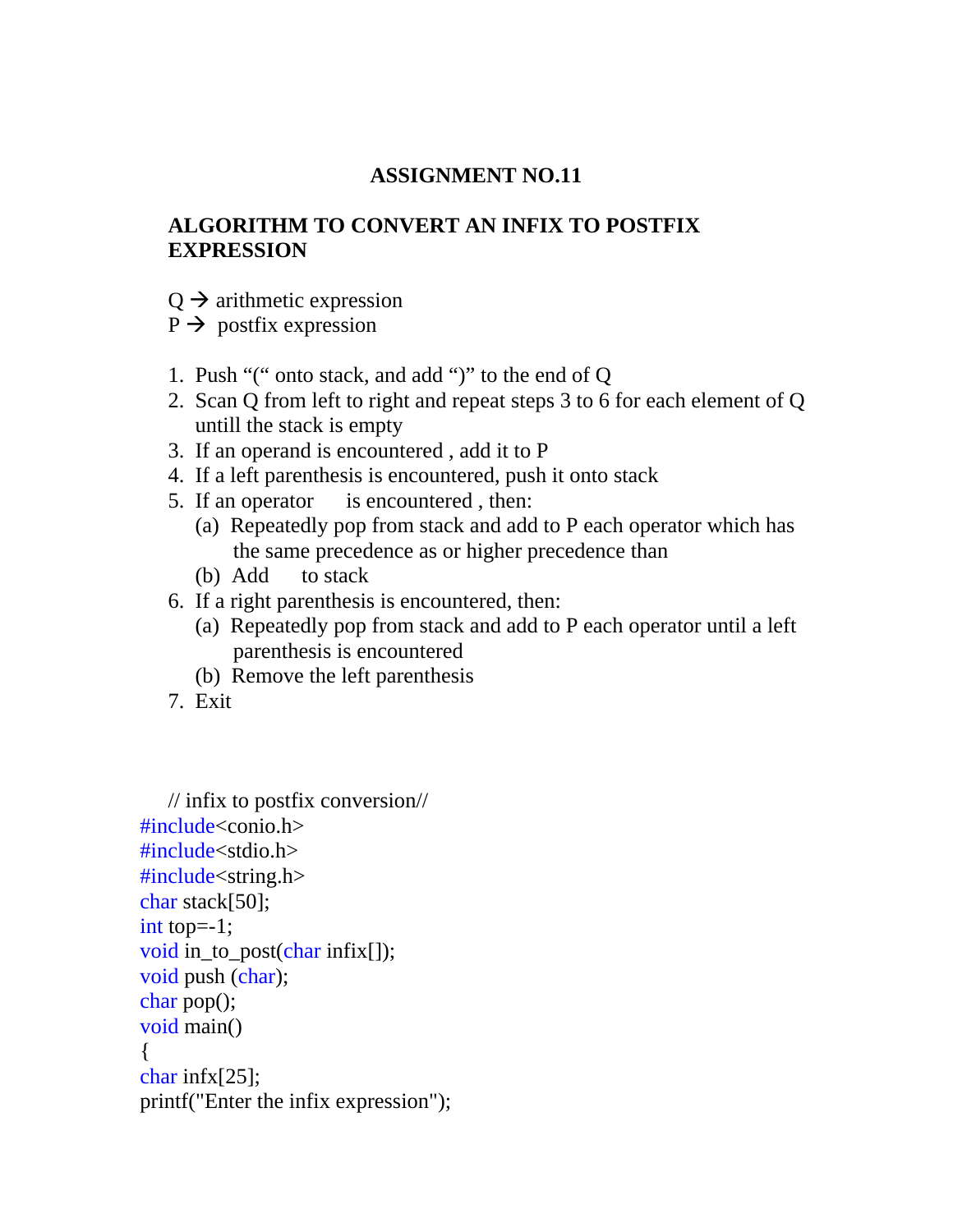**ASSIGNMENT NO.11**

**ALGORITHM TO CONVERT AN INFIX TO POSTFIX EXPRESSION**

Q → arithmetic expression
P → postfix expression

1. Push "(" onto stack, and add ")" to the end of Q
2. Scan Q from left to right and repeat steps 3 to 6 for each element of Q untill the stack is empty
3. If an operand is encountered , add it to P
4. If a left parenthesis is encountered, push it onto stack
5. If an operator is encountered , then:
   (a) Repeatedly pop from stack and add to P each operator which has the same precedence as or higher precedence than
   (b) Add to stack
6. If a right parenthesis is encountered, then:
   (a) Repeatedly pop from stack and add to P each operator until a left parenthesis is encountered
   (b) Remove the left parenthesis
7. Exit

```
// infix to postfix conversion//
#include<conio.h>
#include<stdio.h>
#include<string.h>
char stack[50];
int top=-1;
void in_to_post(char infix[]);
void push (char);
char pop();
void main()
{
char infx[25];
printf("Enter the infix expression");
```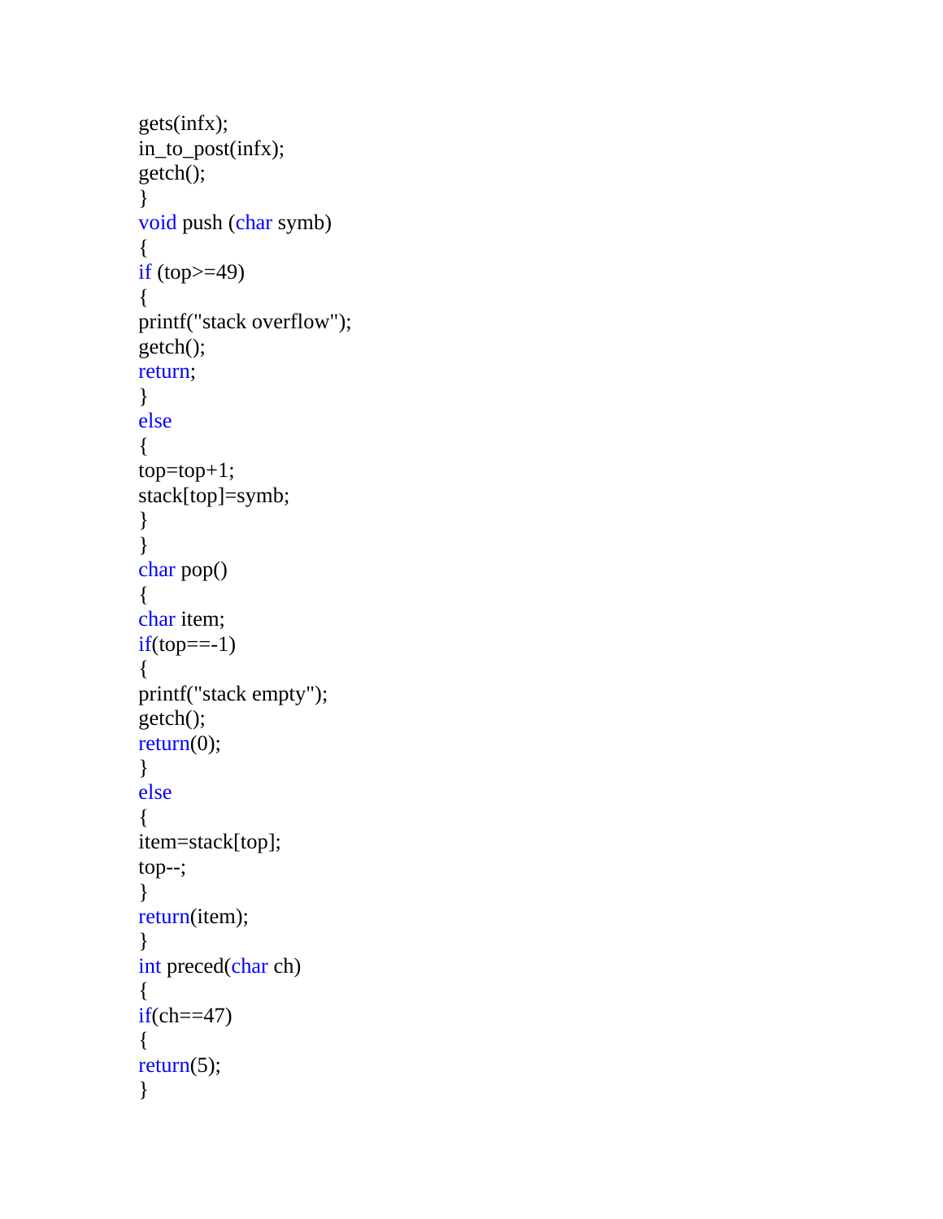```
gets(infx);
in_to_post(infx);
getch();
}
void push (char symb)
{
if (top>=49)
{
printf("stack overflow");
getch();
return;
}
else
{
top=top+1;
stack[top]=symb;
}
}
char pop()
{
char item;
if(top==-1)
{
printf("stack empty");
getch();
return(0);
}
else
{
item=stack[top];
top--;
}
return(item);
}
int preced(char ch)
{
if(ch==47)
{
return(5);
}
```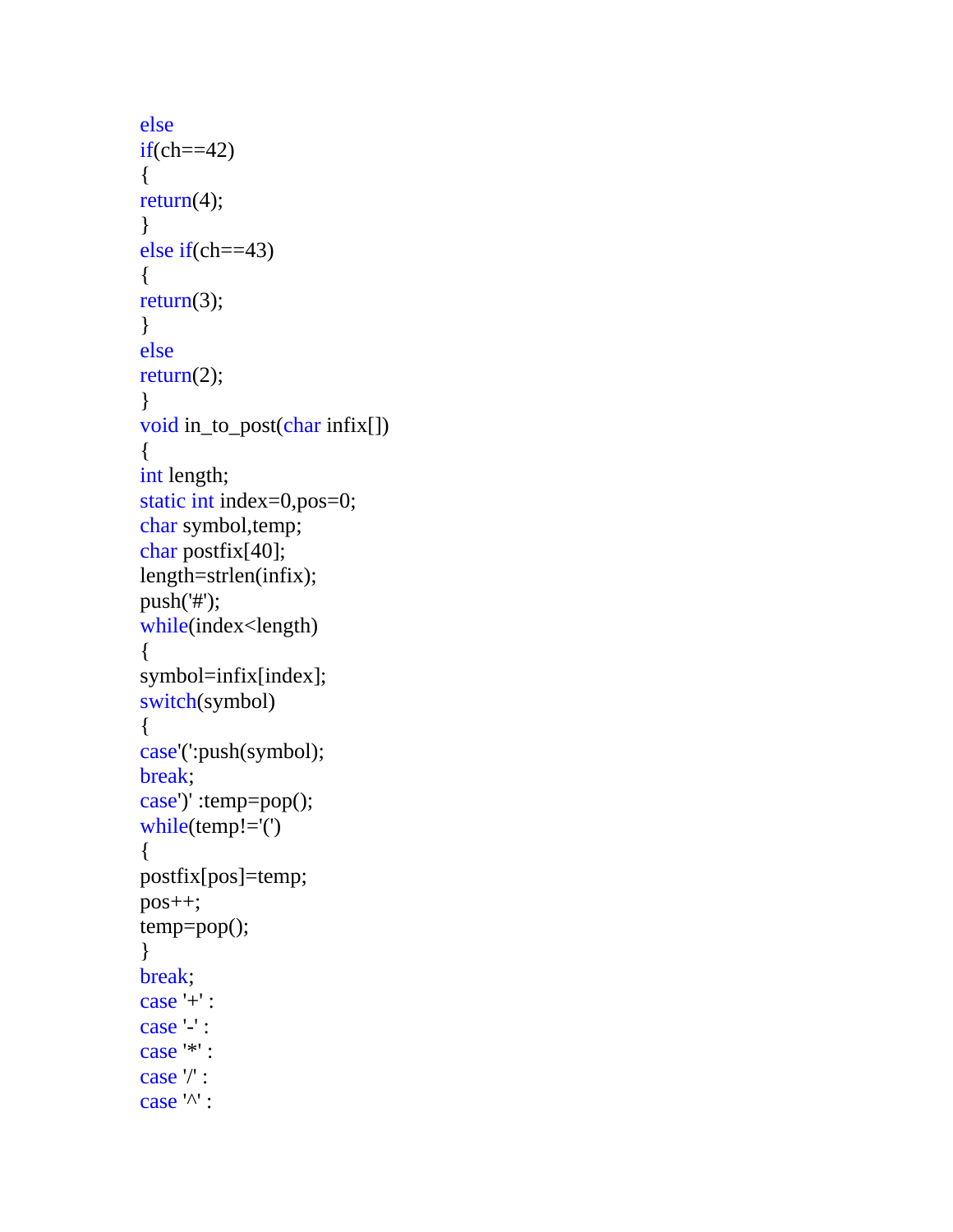```
else
if(ch==42)
{
return(4);
}
else if(ch==43)
{
return(3);
}
else
return(2);
}
void in_to_post(char infix[])
{
int length;
static int index=0,pos=0;
char symbol,temp;
char postfix[40];
length=strlen(infix);
push('#');
while(index<length)
{
symbol=infix[index];
switch(symbol)
{
case'(':push(symbol);
break;
case')' :temp=pop();
while(temp!='(')
{
postfix[pos]=temp;
pos++;
temp=pop();
}
break;
case '+' :
case '-' :
case '*' :
case '/' :
case '^' :
```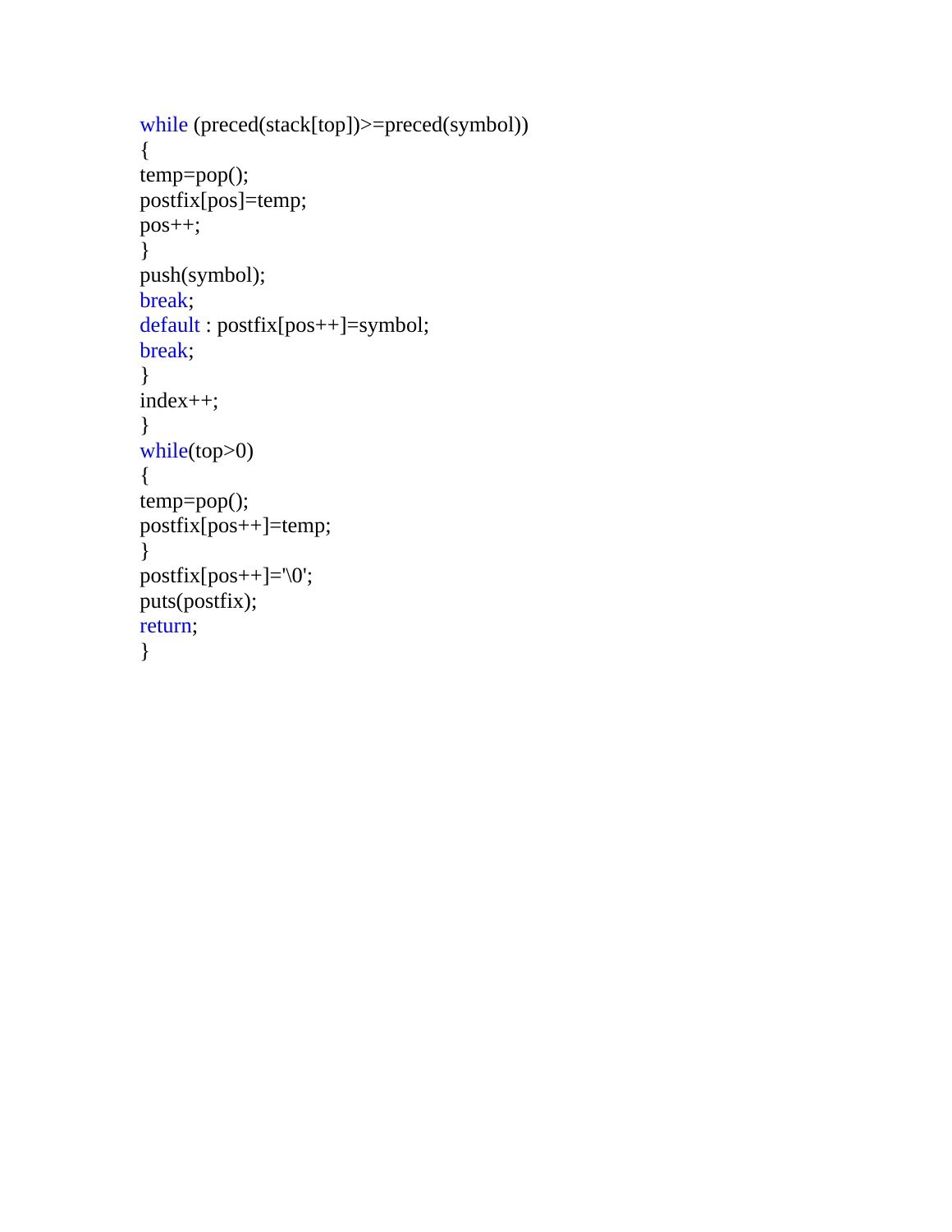```
while (preced(stack[top])>=preced(symbol))
{
temp=pop();
postfix[pos]=temp;
pos++;
}
push(symbol);
break;
default : postfix[pos++]=symbol;
break;
}
index++;
}
while(top>0)
{
temp=pop();
postfix[pos++]=temp;
}
postfix[pos++]='\0';
puts(postfix);
return;
}
```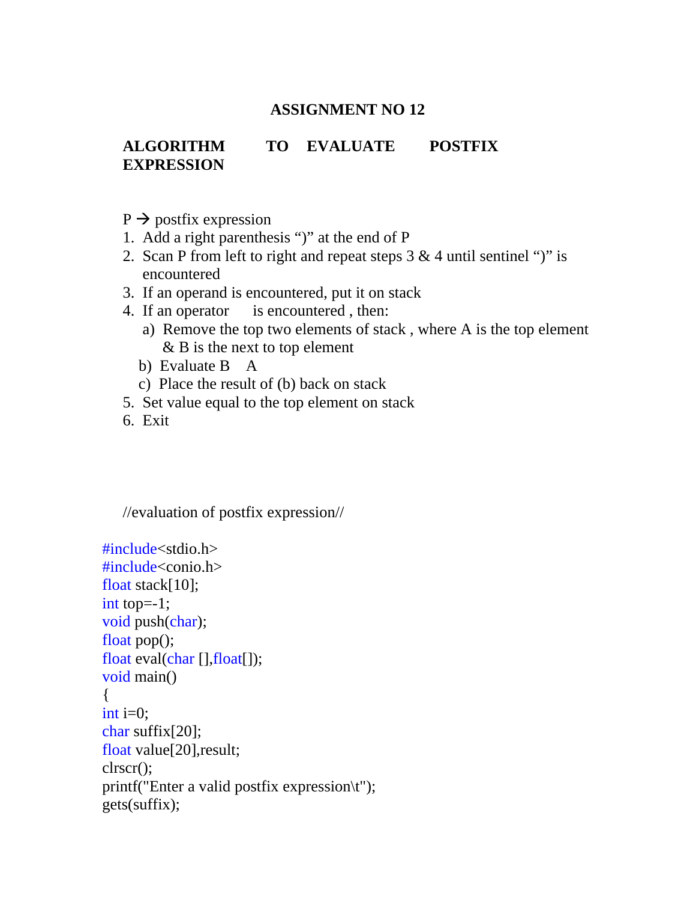# ASSIGNMENT NO 12

## ALGORITHM TO EVALUATE POSTFIX EXPRESSION

P → postfix expression

1. Add a right parenthesis ")" at the end of P
2. Scan P from left to right and repeat steps 3 & 4 until sentinel ")" is encountered
3. If an operand is encountered, put it on stack
4. If an operator is encountered , then:
   a) Remove the top two elements of stack , where A is the top element & B is the next to top element
   b) Evaluate B A
   c) Place the result of (b) back on stack
5. Set value equal to the top element on stack
6. Exit

//evaluation of postfix expression//

```
#include<stdio.h>
#include<conio.h>
float stack[10];
int top=-1;
void push(char);
float pop();
float eval(char [],float[]);
void main()
{
int i=0;
char suffix[20];
float value[20],result;
clrscr();
printf("Enter a valid postfix expression\t");
gets(suffix);
```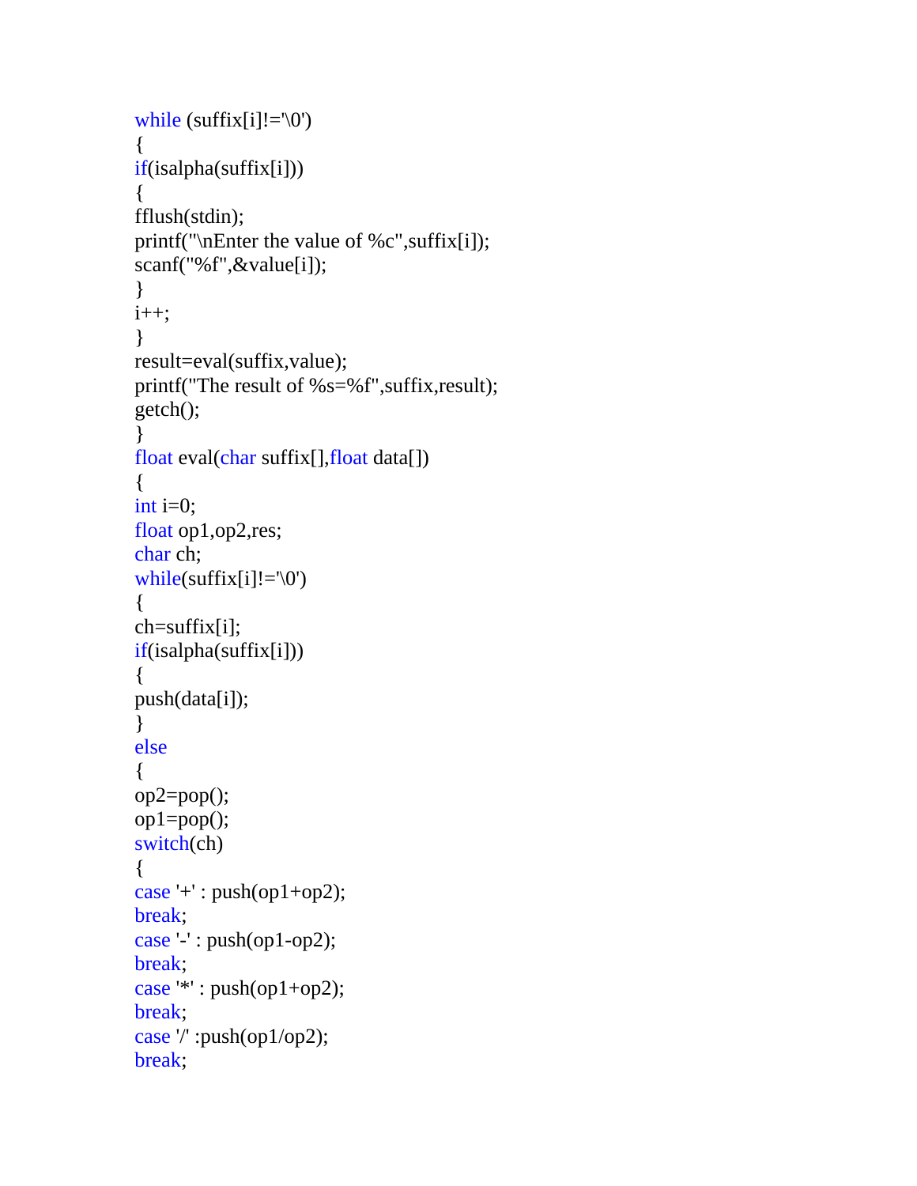```
while (suffix[i]!='\0')
{
if(isalpha(suffix[i]))
{
fflush(stdin);
printf("\nEnter the value of %c",suffix[i]);
scanf("%f",&value[i]);
}
i++;
}
result=eval(suffix,value);
printf("The result of %s=%f",suffix,result);
getch();
}
float eval(char suffix[],float data[])
{
int i=0;
float op1,op2,res;
char ch;
while(suffix[i]!='\0')
{
ch=suffix[i];
if(isalpha(suffix[i]))
{
push(data[i]);
}
else
{
op2=pop();
op1=pop();
switch(ch)
{
case '+' : push(op1+op2);
break;
case '-' : push(op1-op2);
break;
case '*' : push(op1+op2);
break;
case '/' :push(op1/op2);
break;
```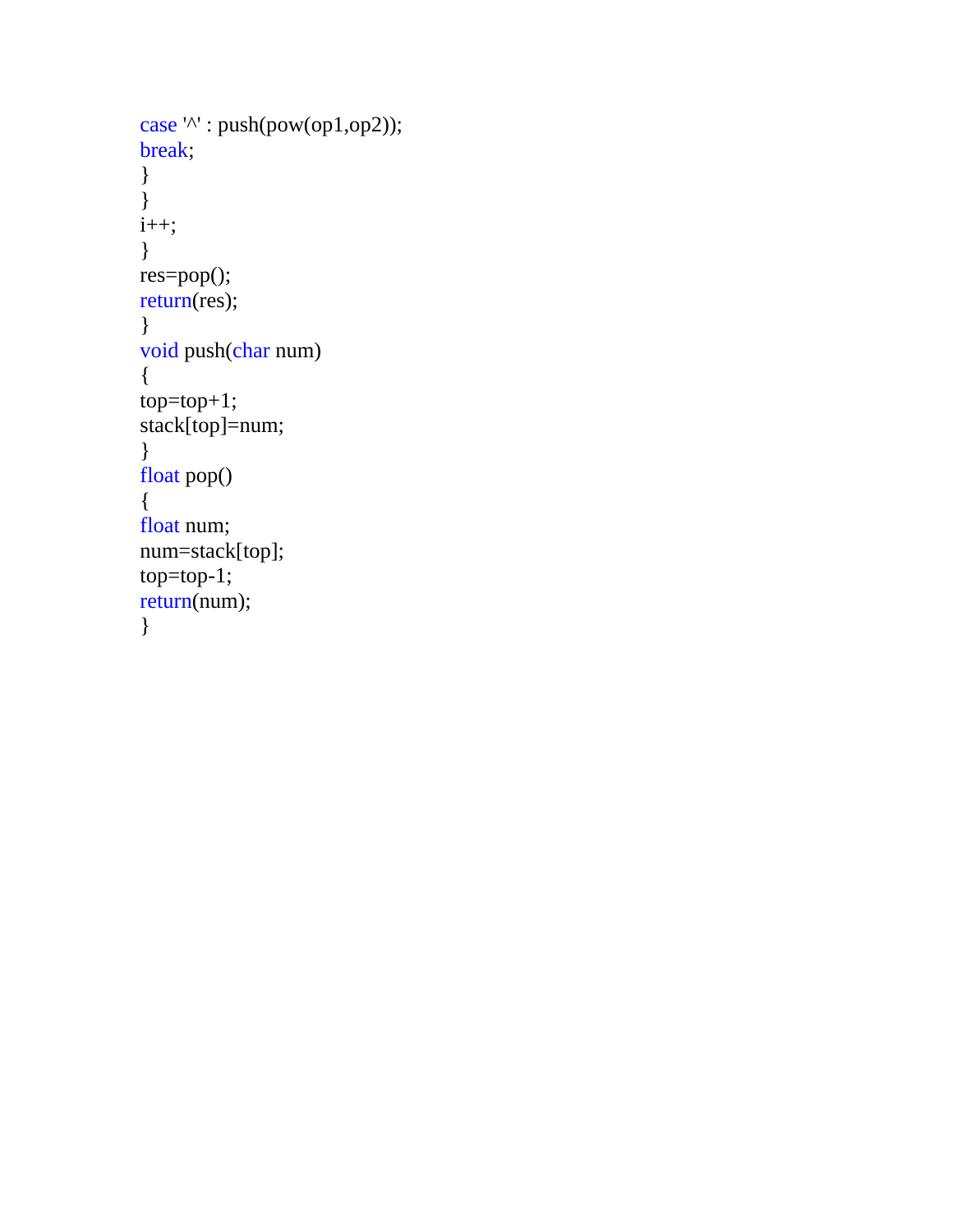```
case '^' : push(pow(op1,op2));
break;
}
}
i++;
}
res=pop();
return(res);
}
void push(char num)
{
top=top+1;
stack[top]=num;
}
float pop()
{
float num;
num=stack[top];
top=top-1;
return(num);
}
```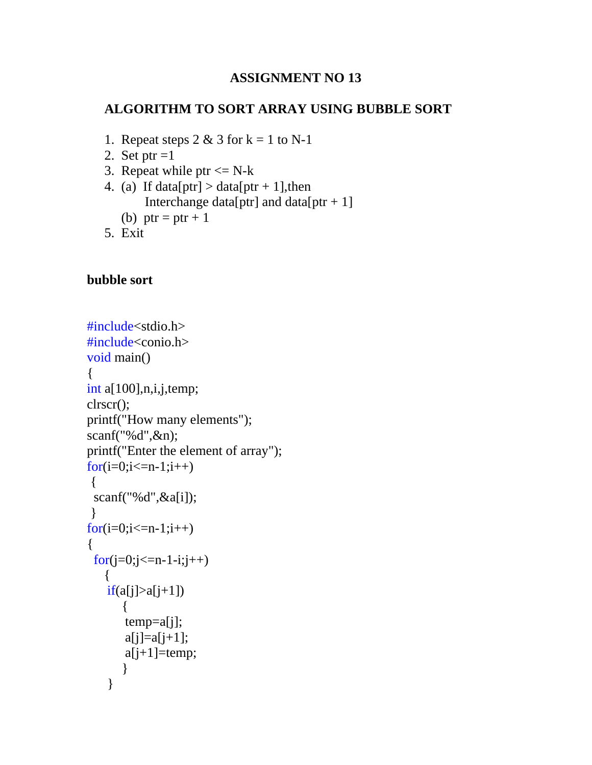# ASSIGNMENT NO 13

## ALGORITHM TO SORT ARRAY USING BUBBLE SORT

1. Repeat steps 2 & 3 for k = 1 to N-1
2. Set ptr =1
3. Repeat while ptr <= N-k
4. (a) If data[ptr] > data[ptr + 1],then
   Interchange data[ptr] and data[ptr + 1]
   
   (b) ptr = ptr + 1
5. Exit

**bubble sort**

```
#include<stdio.h>
#include<conio.h>
void main()
{
int a[100],n,i,j,temp;
clrscr();
printf("How many elements");
scanf("%d",&n);
printf("Enter the element of array");
for(i=0;i<=n-1;i++)
 {
 scanf("%d",&a[i]);
 }
for(i=0;i<=n-1;i++)
{
 for(j=0;j<=n-1-i;j++)
   {
    if(a[j]>a[j+1])
        {
         temp=a[j];
         a[j]=a[j+1];
         a[j+1]=temp;
        }
    }
```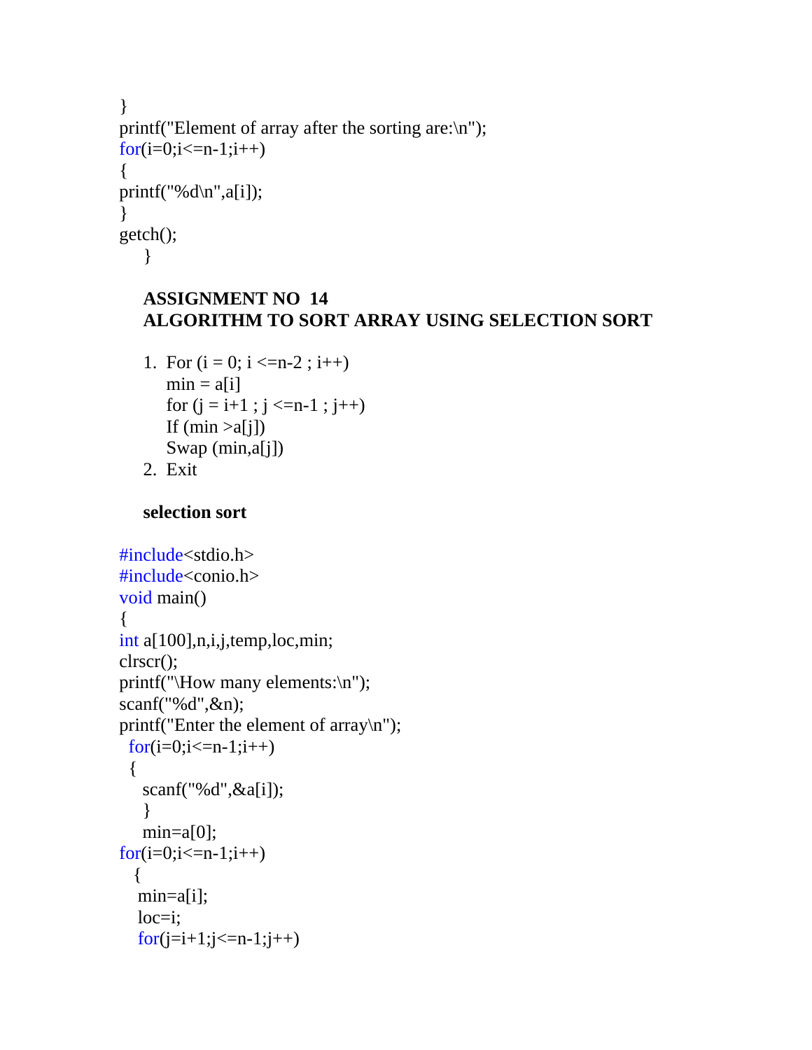```c
}
printf("Element of array after the sorting are:\n");
for(i=0;i<=n-1;i++)
{
printf("%d\n",a[i]);
}
getch();
    }
```

**ASSIGNMENT NO 14**
**ALGORITHM TO SORT ARRAY USING SELECTION SORT**

1. For (i = 0; i <=n-2 ; i++)
   min = a[i]
   for (j = i+1 ; j <=n-1 ; j++)
   If (min >a[j])
   Swap (min,a[j])
2. Exit

**selection sort**

```c
#include<stdio.h>
#include<conio.h>
void main()
{
int a[100],n,i,j,temp,loc,min;
clrscr();
printf("\How many elements:\n");
scanf("%d",&n);
printf("Enter the element of array\n");
  for(i=0;i<=n-1;i++)
  {
    scanf("%d",&a[i]);
    }
    min=a[0];
for(i=0;i<=n-1;i++)
   {
   min=a[i];
   loc=i;
   for(j=i+1;j<=n-1;j++)
```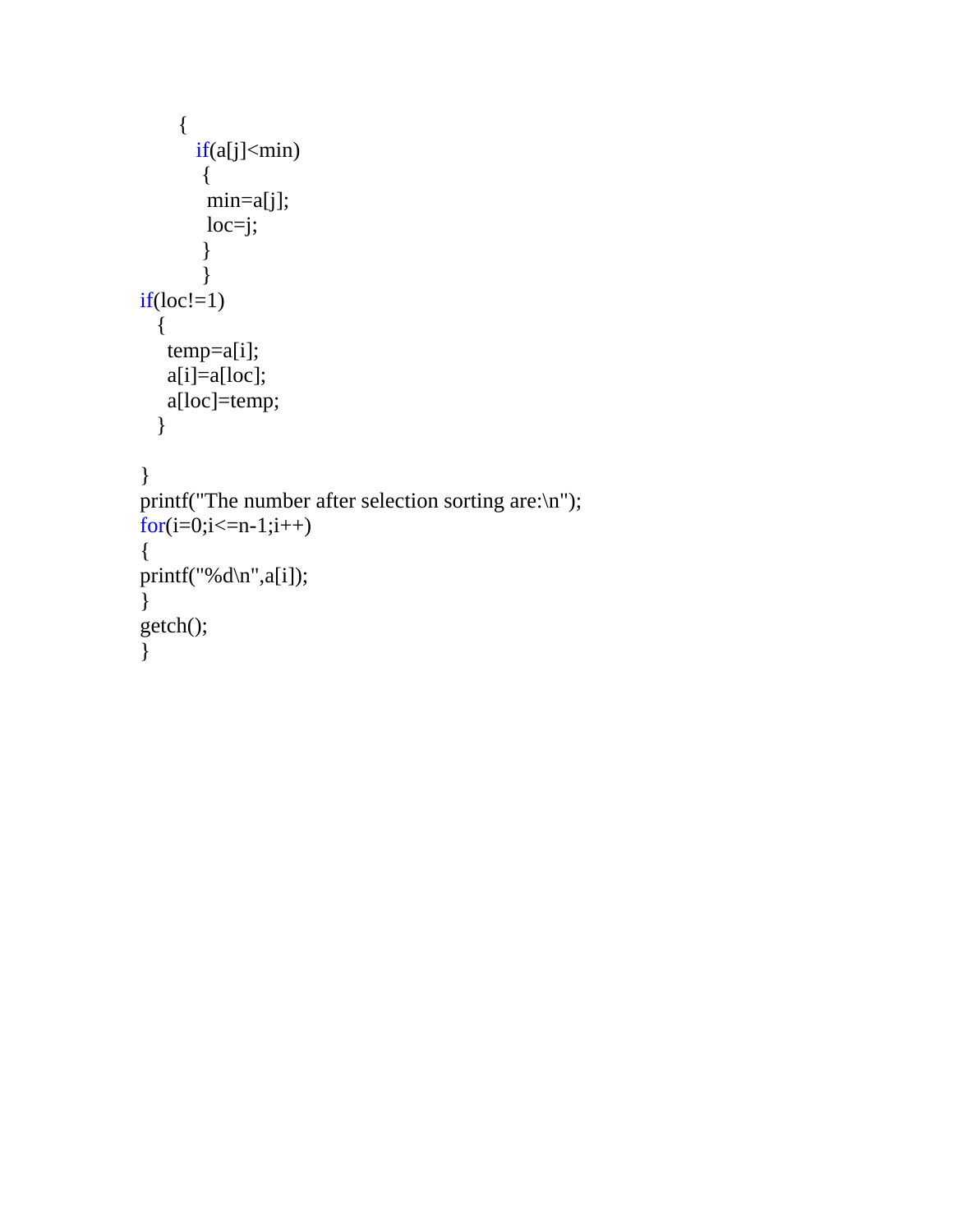```
      {
        if(a[j]<min)
         {
          min=a[j];
          loc=j;
         }
         }
if(loc!=1)
  {
    temp=a[i];
    a[i]=a[loc];
    a[loc]=temp;
  }

}
printf("The number after selection sorting are:\n");
for(i=0;i<=n-1;i++)
{
printf("%d\n",a[i]);
}
getch();
}
```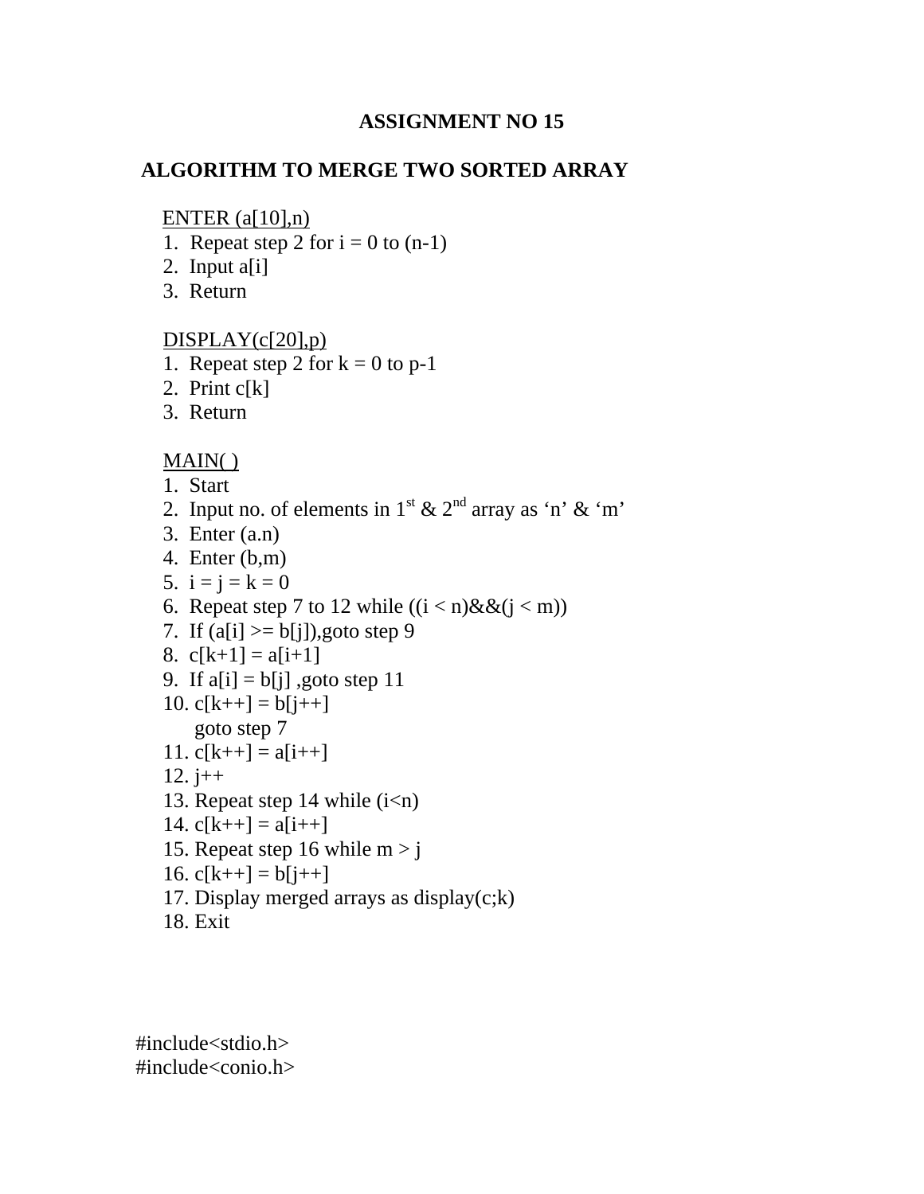## ASSIGNMENT NO 15

## ALGORITHM TO MERGE TWO SORTED ARRAY

ENTER (a[10],n)

1. Repeat step 2 for i = 0 to (n-1)
2. Input a[i]
3. Return

DISPLAY(c[20],p)

1. Repeat step 2 for k = 0 to p-1
2. Print c[k]
3. Return

MAIN( )

1. Start
2. Input no. of elements in 1st & 2nd array as ‘n’ & ‘m’
3. Enter (a.n)
4. Enter (b,m)
5. i = j = k = 0
6. Repeat step 7 to 12 while ((i < n)&&(j < m))
7. If (a[i] >= b[j]),goto step 9
8. c[k+1] = a[i+1]
9. If a[i] = b[j] ,goto step 11
10. c[k++] = b[j++]
    goto step 7
11. c[k++] = a[i++]
12. j++
13. Repeat step 14 while (i<n)
14. c[k++] = a[i++]
15. Repeat step 16 while m > j
16. c[k++] = b[j++]
17. Display merged arrays as display(c;k)
18. Exit

```
#include<stdio.h>
#include<conio.h>
```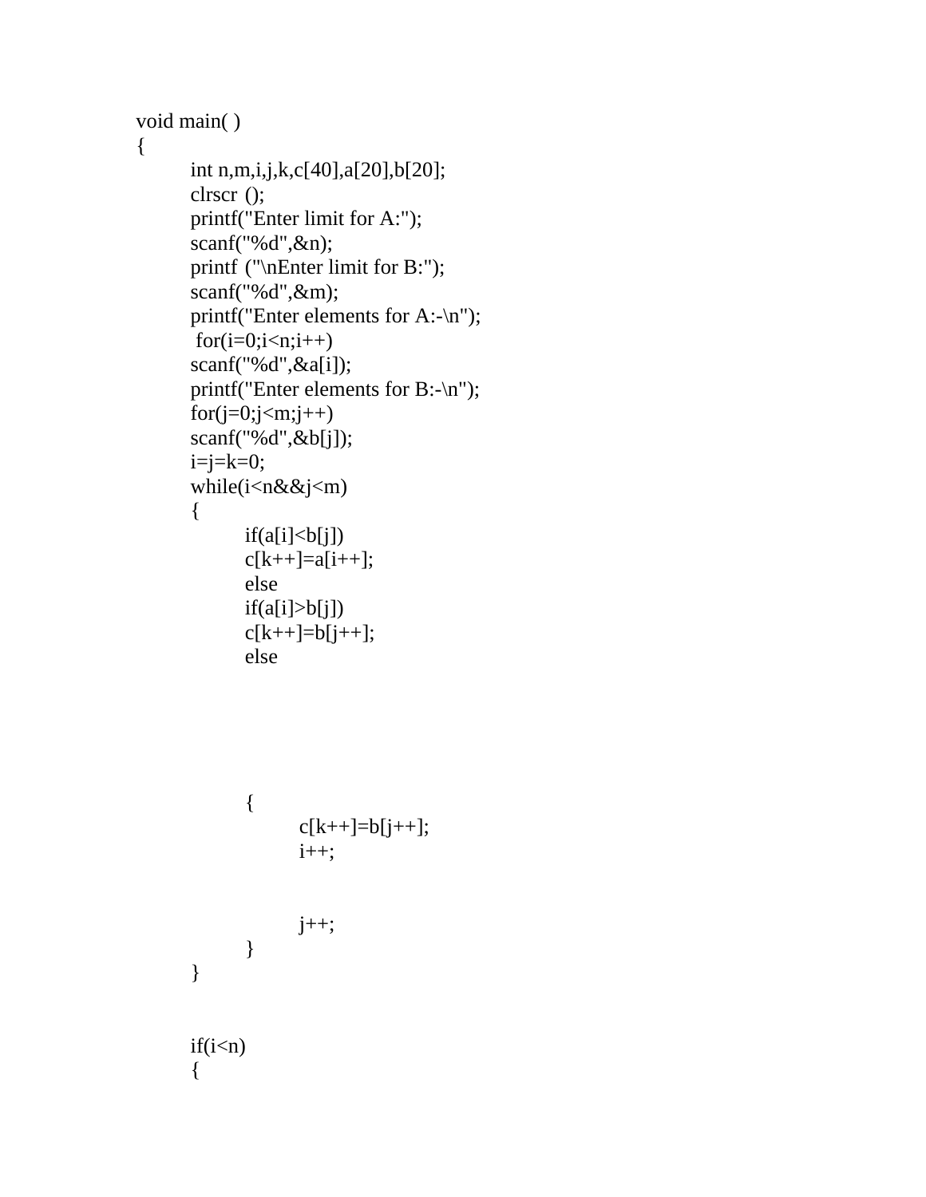```
void main( )
{
        int n,m,i,j,k,c[40],a[20],b[20];
        clrscr ();
        printf("Enter limit for A:");
        scanf("%d",&n);
        printf ("\nEnter limit for B:");
        scanf("%d",&m);
        printf("Enter elements for A:-\n");
         for(i=0;i<n;i++)
        scanf("%d",&a[i]);
        printf("Enter elements for B:-\n");
        for(j=0;j<m;j++)
        scanf("%d",&b[j]);
        i=j=k=0;
        while(i<n&&j<m)
        {
                if(a[i]<b[j])
                c[k++]=a[i++];
                else
                if(a[i]>b[j])
                c[k++]=b[j++];
                else





                {
                        c[k++]=b[j++];
                        i++;


                        j++;
                }
        }


        if(i<n)
        {
```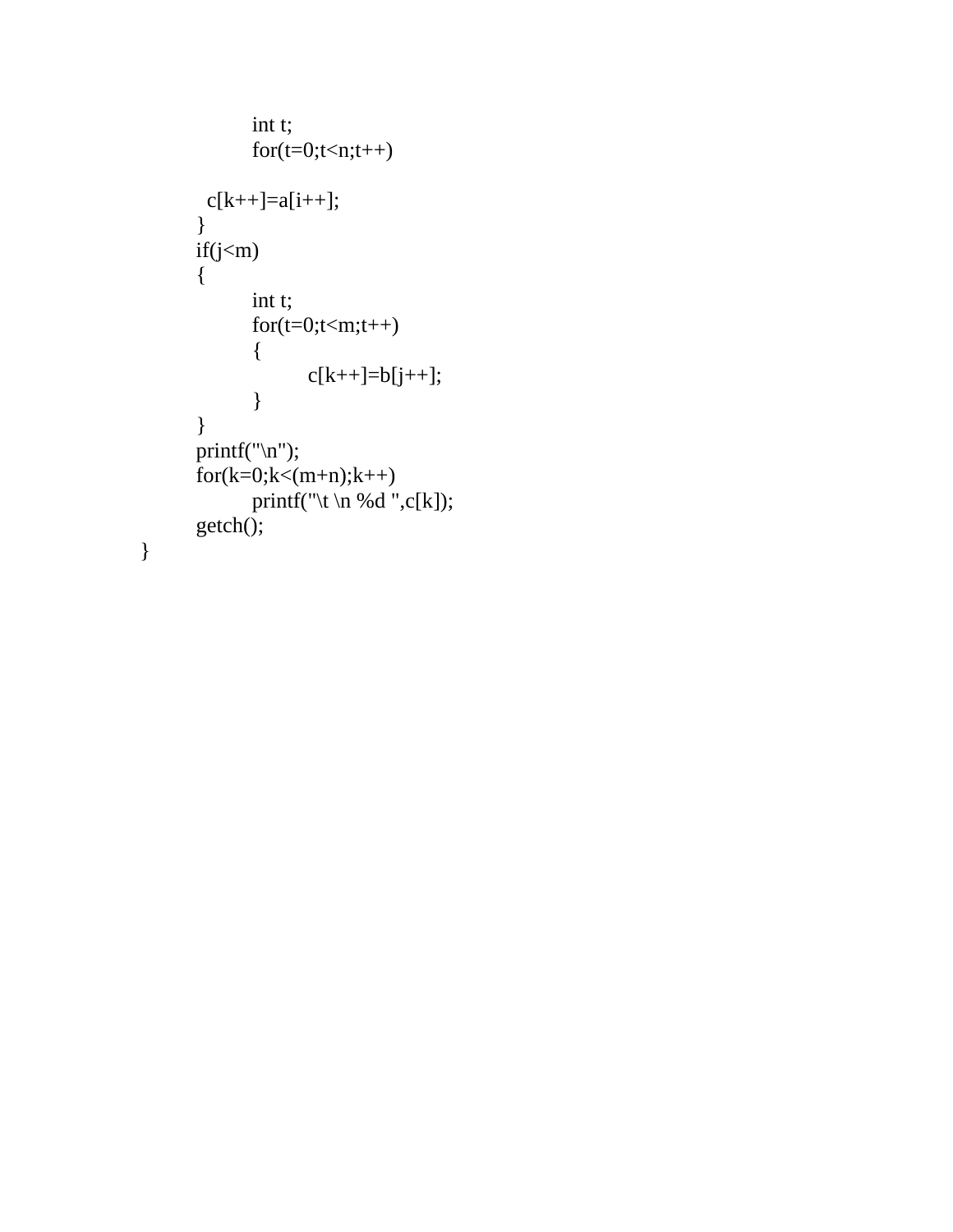```
			int t;
			for(t=0;t<n;t++)

		  c[k++]=a[i++];
		}
		if(j<m)
		{
			int t;
			for(t=0;t<m;t++)
			{
				c[k++]=b[j++];
			}
		}
		printf("\n");
		for(k=0;k<(m+n);k++)
			printf("\t \n %d ",c[k]);
		getch();
	}
```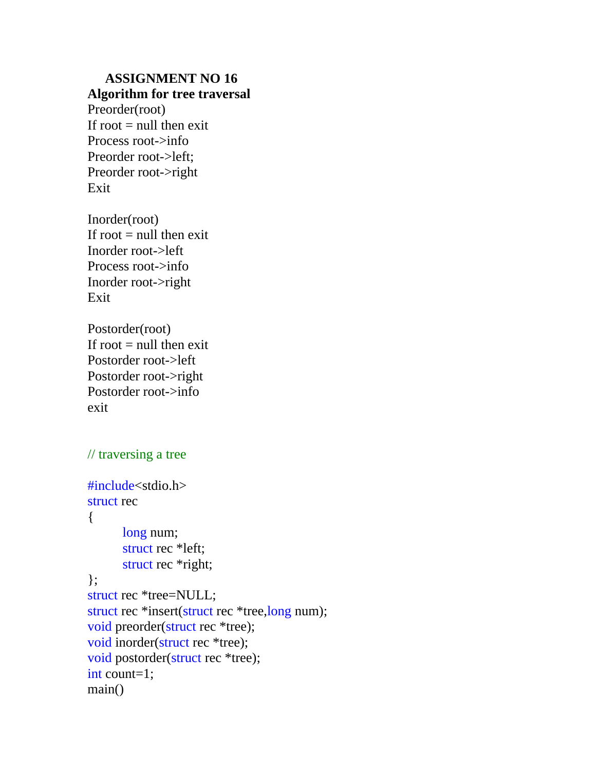**ASSIGNMENT NO 16**

**Algorithm for tree traversal**

Preorder(root)
If root = null then exit
Process root->info
Preorder root->left;
Preorder root->right
Exit

Inorder(root)
If root = null then exit
Inorder root->left
Process root->info
Inorder root->right
Exit

Postorder(root)
If root = null then exit
Postorder root->left
Postorder root->right
Postorder root->info
exit

```
// traversing a tree

#include<stdio.h>
struct rec
{
	long num;
	struct rec *left;
	struct rec *right;
};
struct rec *tree=NULL;
struct rec *insert(struct rec *tree,long num);
void preorder(struct rec *tree);
void inorder(struct rec *tree);
void postorder(struct rec *tree);
int count=1;
main()
```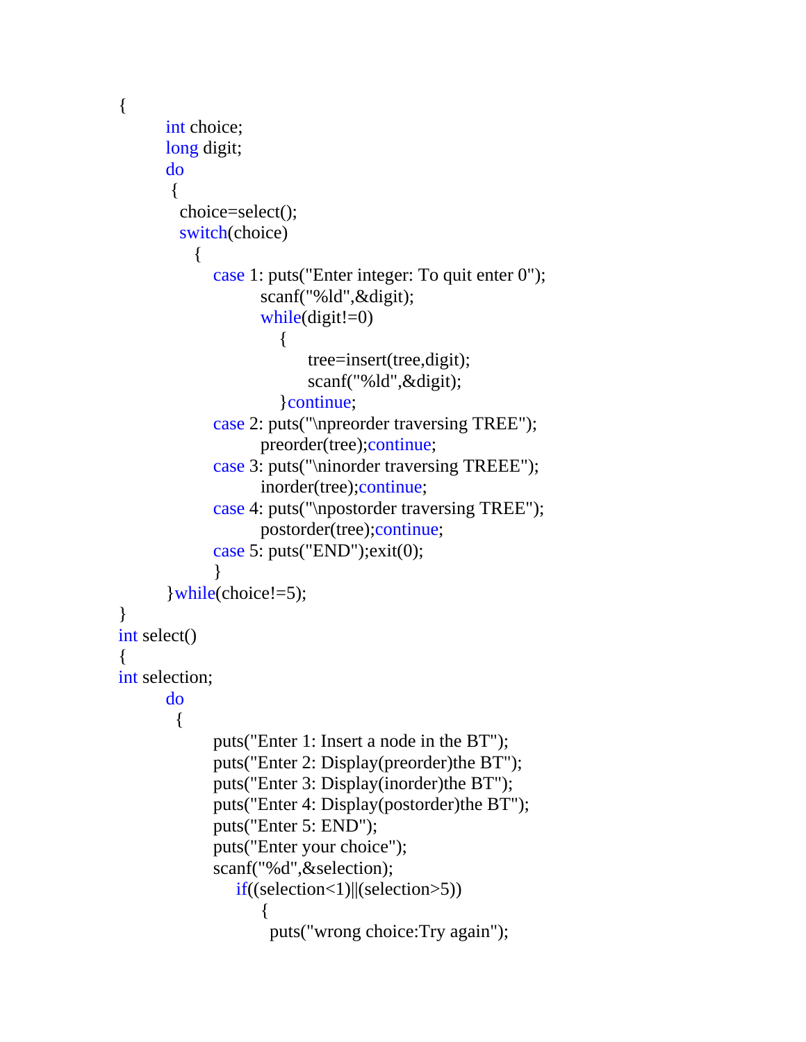```
{
        int choice;
        long digit;
        do
         {
           choice=select();
           switch(choice)
              {
                  case 1: puts("Enter integer: To quit enter 0");
                          scanf("%ld",&digit);
                          while(digit!=0)
                             {
                                  tree=insert(tree,digit);
                                  scanf("%ld",&digit);
                             }continue;
                  case 2: puts("\npreorder traversing TREE");
                          preorder(tree);continue;
                  case 3: puts("\ninorder traversing TREEE");
                          inorder(tree);continue;
                  case 4: puts("\npostorder traversing TREE");
                          postorder(tree);continue;
                  case 5: puts("END");exit(0);
                  }
        }while(choice!=5);
}
int select()
{
int selection;
        do
         {
                  puts("Enter 1: Insert a node in the BT");
                  puts("Enter 2: Display(preorder)the BT");
                  puts("Enter 3: Display(inorder)the BT");
                  puts("Enter 4: Display(postorder)the BT");
                  puts("Enter 5: END");
                  puts("Enter your choice");
                  scanf("%d",&selection);
                      if((selection<1)||(selection>5))
                          {
                           puts("wrong choice:Try again");
```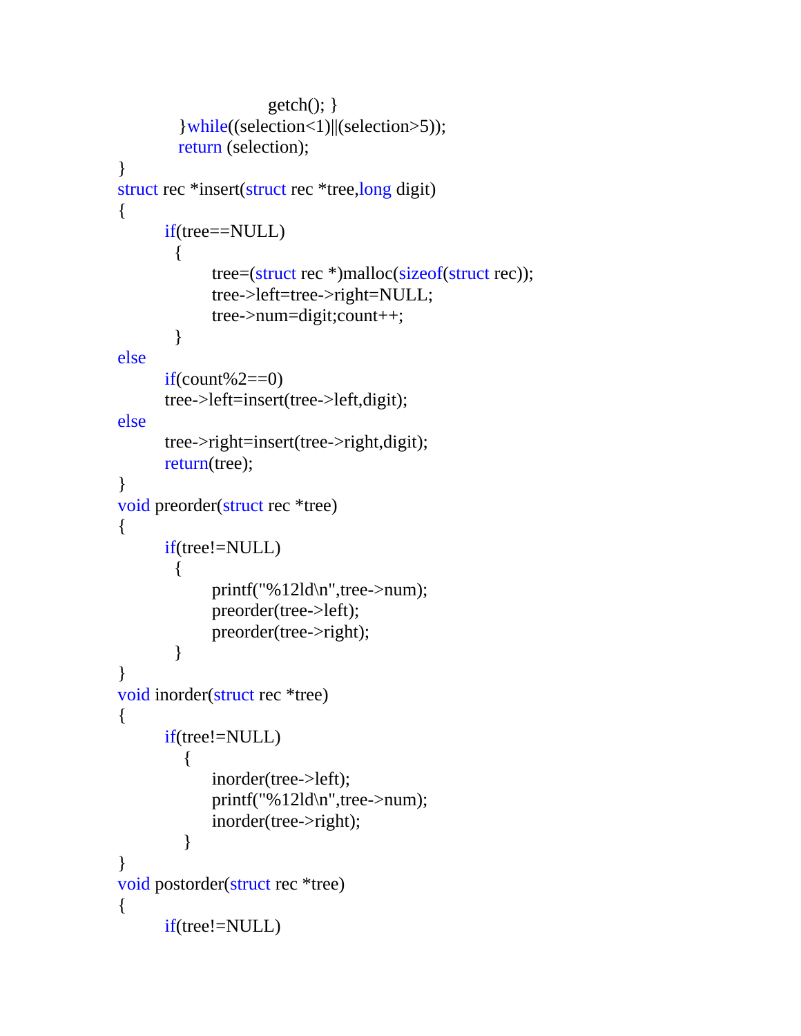```
                        getch(); }
        }while((selection<1)||(selection>5));
        return (selection);
}
struct rec *insert(struct rec *tree,long digit)
{
    if(tree==NULL)
      {
          tree=(struct rec *)malloc(sizeof(struct rec));
          tree->left=tree->right=NULL;
          tree->num=digit;count++;
      }
else
    if(count%2==0)
    tree->left=insert(tree->left,digit);
else
    tree->right=insert(tree->right,digit);
    return(tree);
}
void preorder(struct rec *tree)
{
    if(tree!=NULL)
      {
          printf("%12ld\n",tree->num);
          preorder(tree->left);
          preorder(tree->right);
      }
}
void inorder(struct rec *tree)
{
    if(tree!=NULL)
       {
          inorder(tree->left);
          printf("%12ld\n",tree->num);
          inorder(tree->right);
       }
}
void postorder(struct rec *tree)
{
    if(tree!=NULL)
```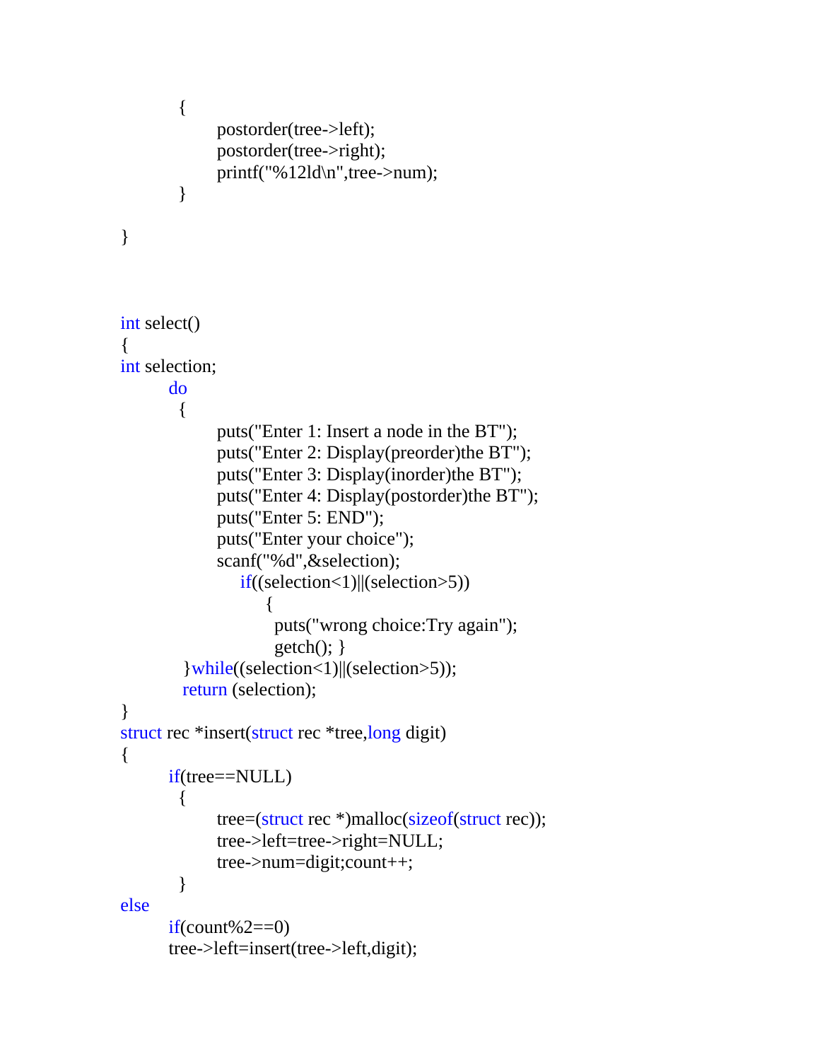```c
          {
                postorder(tree->left);
                postorder(tree->right);
                printf("%12ld\n",tree->num);
          }

}



int select()
{
int selection;
        do
          {
                puts("Enter 1: Insert a node in the BT");
                puts("Enter 2: Display(preorder)the BT");
                puts("Enter 3: Display(inorder)the BT");
                puts("Enter 4: Display(postorder)the BT");
                puts("Enter 5: END");
                puts("Enter your choice");
                scanf("%d",&selection);
                    if((selection<1)||(selection>5))
                       {
                        puts("wrong choice:Try again");
                        getch(); }
          }while((selection<1)||(selection>5));
          return (selection);
}
struct rec *insert(struct rec *tree,long digit)
{
        if(tree==NULL)
          {
                tree=(struct rec *)malloc(sizeof(struct rec));
                tree->left=tree->right=NULL;
                tree->num=digit;count++;
          }
else
        if(count%2==0)
        tree->left=insert(tree->left,digit);
```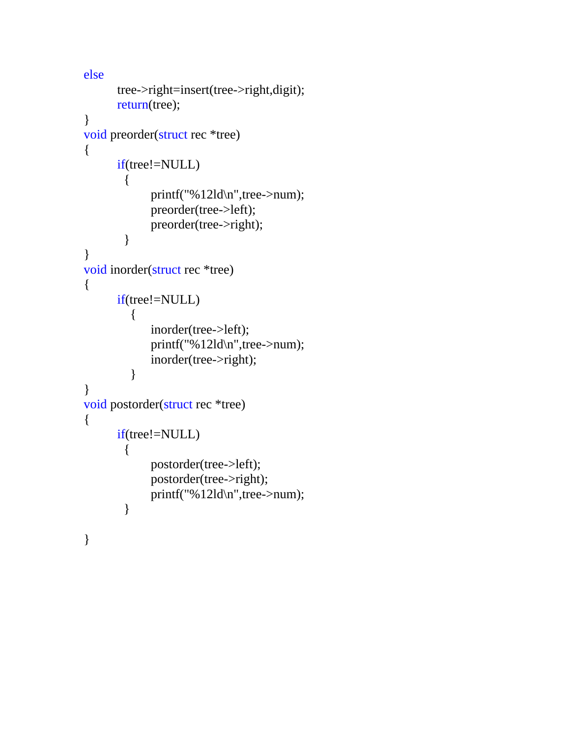```c
else
        tree->right=insert(tree->right,digit);
        return(tree);
}
void preorder(struct rec *tree)
{
        if(tree!=NULL)
          {
                printf("%12ld\n",tree->num);
                preorder(tree->left);
                preorder(tree->right);
          }
}
void inorder(struct rec *tree)
{
        if(tree!=NULL)
           {
                inorder(tree->left);
                printf("%12ld\n",tree->num);
                inorder(tree->right);
           }
}
void postorder(struct rec *tree)
{
        if(tree!=NULL)
          {
                postorder(tree->left);
                postorder(tree->right);
                printf("%12ld\n",tree->num);
          }

}
```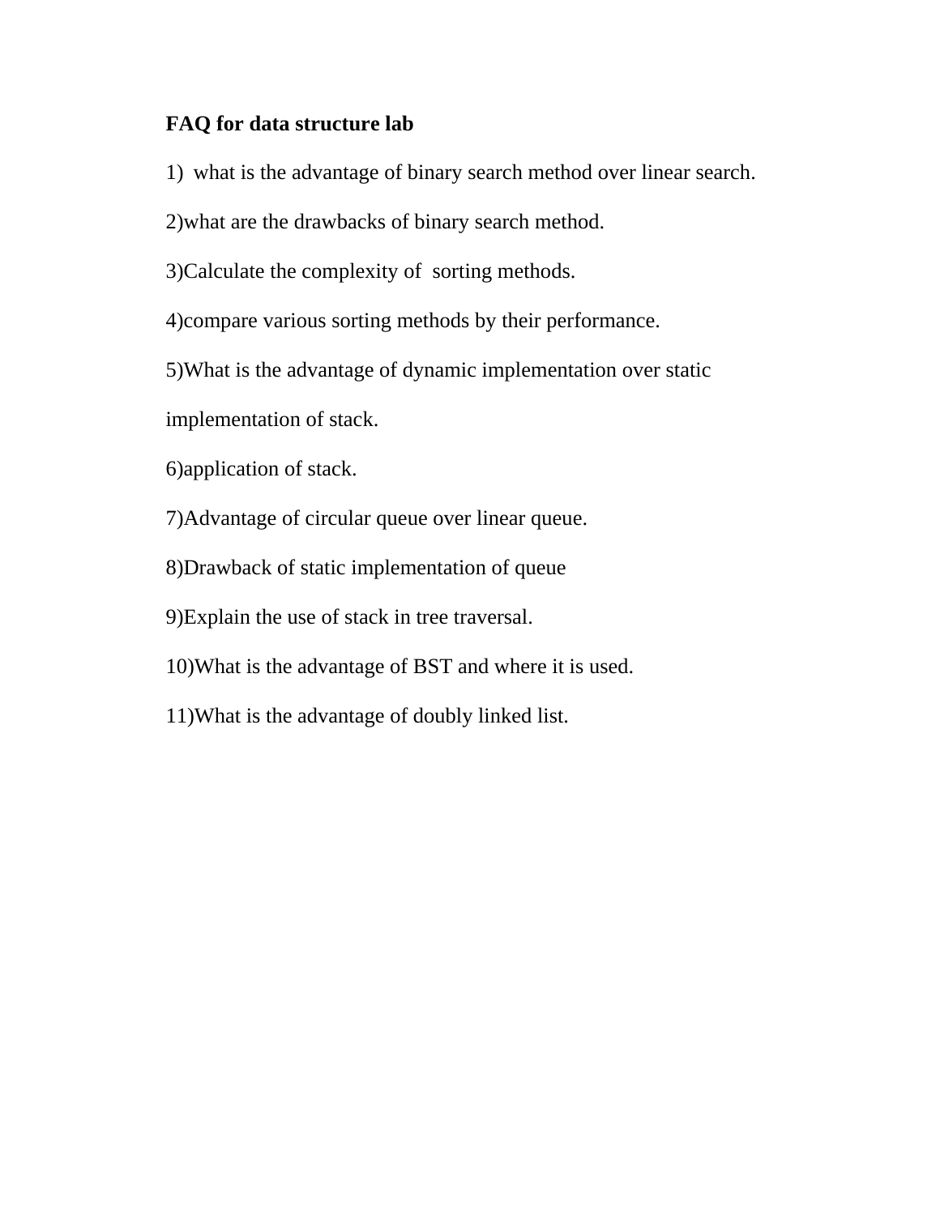**FAQ for data structure lab**

1) what is the advantage of binary search method over linear search.

2)what are the drawbacks of binary search method.

3)Calculate the complexity of sorting methods.

4)compare various sorting methods by their performance.

5)What is the advantage of dynamic implementation over static implementation of stack.

6)application of stack.

7)Advantage of circular queue over linear queue.

8)Drawback of static implementation of queue

9)Explain the use of stack in tree traversal.

10)What is the advantage of BST and where it is used.

11)What is the advantage of doubly linked list.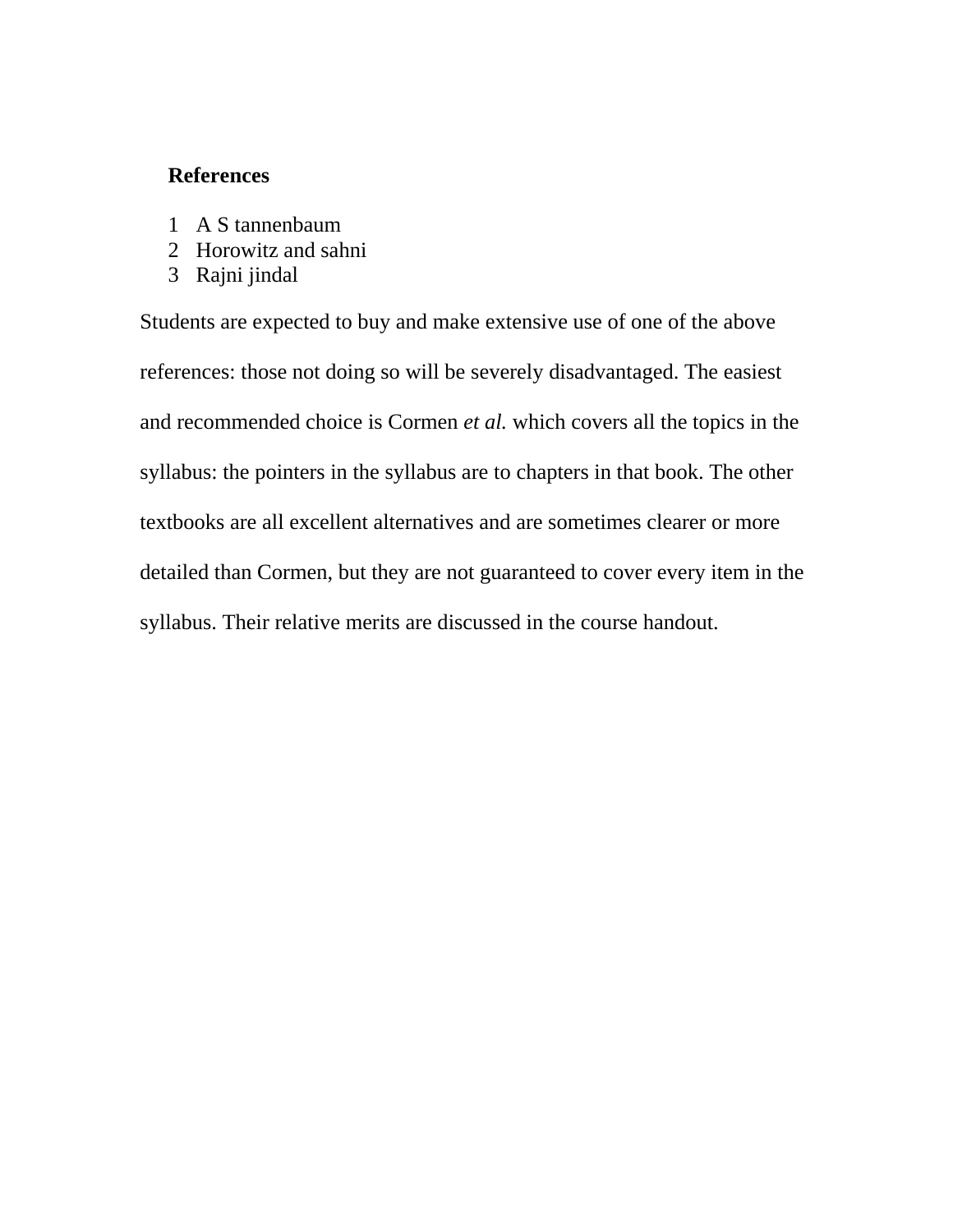**References**

1. A S tannenbaum
2. Horowitz and sahni
3. Rajni jindal

Students are expected to buy and make extensive use of one of the above references: those not doing so will be severely disadvantaged. The easiest and recommended choice is Cormen *et al.* which covers all the topics in the syllabus: the pointers in the syllabus are to chapters in that book. The other textbooks are all excellent alternatives and are sometimes clearer or more detailed than Cormen, but they are not guaranteed to cover every item in the syllabus. Their relative merits are discussed in the course handout.